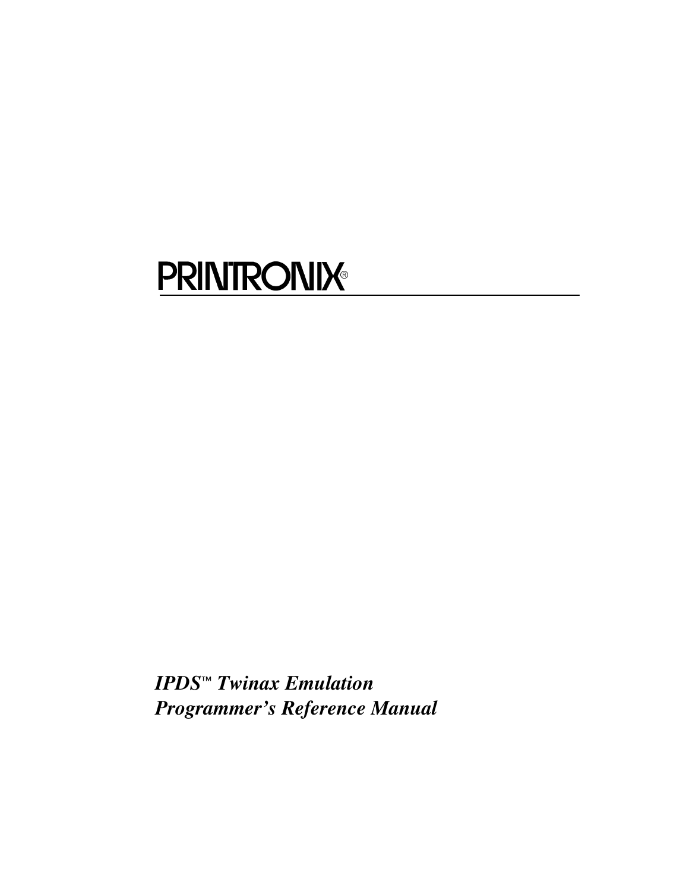PRINTRONIX®

*IPDS™ Twinax Emulation*
*Programmer's Reference Manual*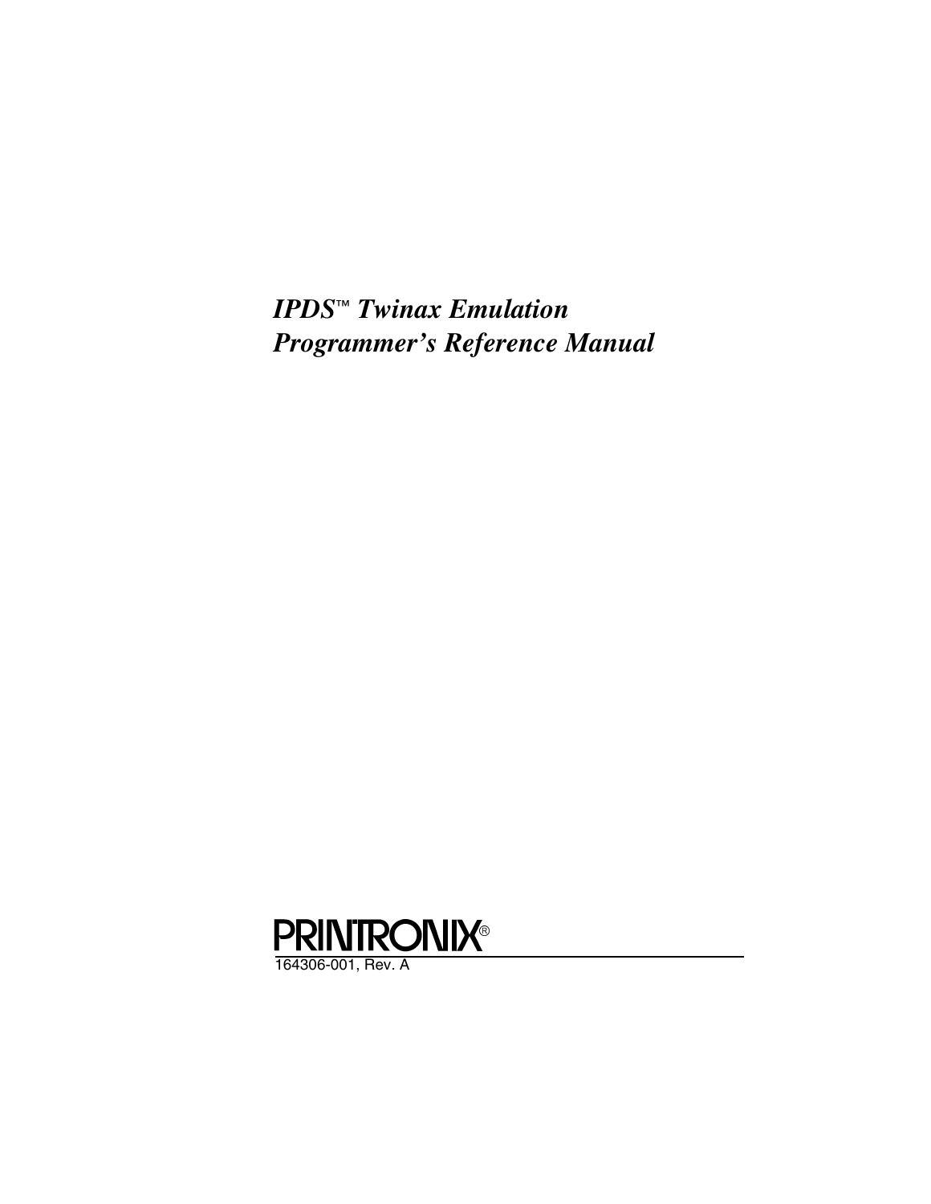# *IPDS™ Twinax Emulation Programmer's Reference Manual*

PRINTRONIX®

164306-001, Rev. A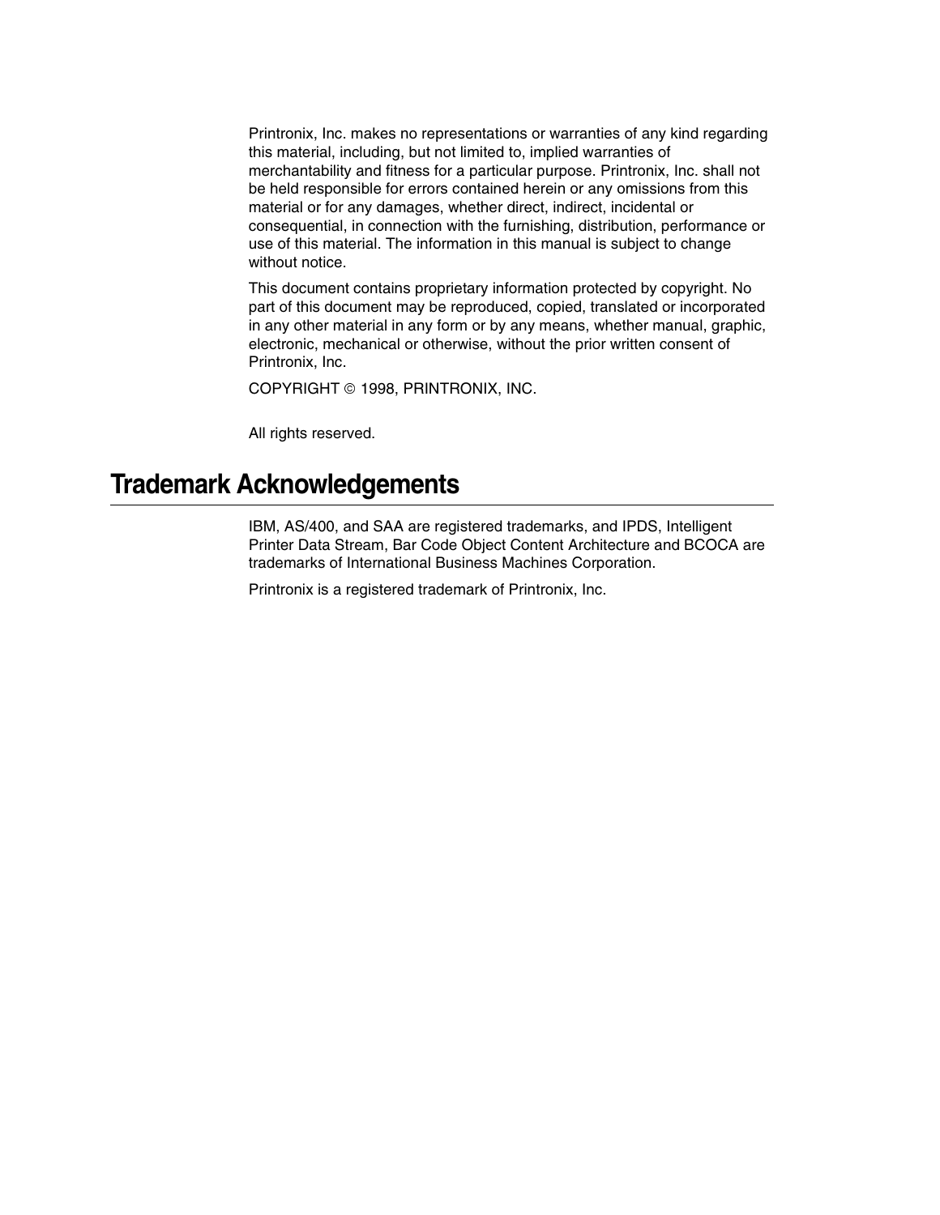Printronix, Inc. makes no representations or warranties of any kind regarding this material, including, but not limited to, implied warranties of merchantability and fitness for a particular purpose. Printronix, Inc. shall not be held responsible for errors contained herein or any omissions from this material or for any damages, whether direct, indirect, incidental or consequential, in connection with the furnishing, distribution, performance or use of this material. The information in this manual is subject to change without notice.

This document contains proprietary information protected by copyright. No part of this document may be reproduced, copied, translated or incorporated in any other material in any form or by any means, whether manual, graphic, electronic, mechanical or otherwise, without the prior written consent of Printronix, Inc.

COPYRIGHT © 1998, PRINTRONIX, INC.

All rights reserved.

## Trademark Acknowledgements

IBM, AS/400, and SAA are registered trademarks, and IPDS, Intelligent Printer Data Stream, Bar Code Object Content Architecture and BCOCA are trademarks of International Business Machines Corporation.

Printronix is a registered trademark of Printronix, Inc.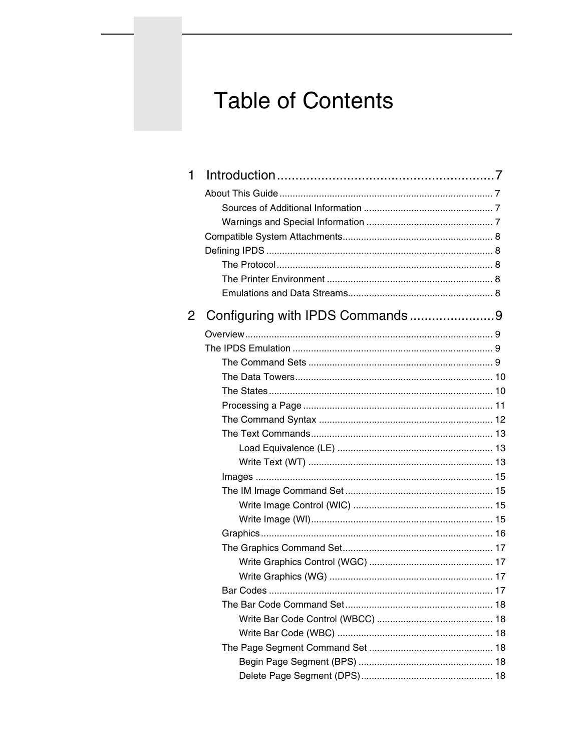# Table of Contents

1 Introduction ........................................................... 7

About This Guide ................................................................................ 7

Sources of Additional Information ................................................ 7

Warnings and Special Information ............................................... 7

Compatible System Attachments......................................................... 8

Defining IPDS ..................................................................................... 8

The Protocol ................................................................................. 8

The Printer Environment .............................................................. 8

Emulations and Data Streams...................................................... 8

2 Configuring with IPDS Commands ....................... 9

Overview............................................................................................. 9

The IPDS Emulation ........................................................................... 9

The Command Sets ..................................................................... 9

The Data Towers.......................................................................... 10

The States .................................................................................... 10

Processing a Page ....................................................................... 11

The Command Syntax ................................................................. 12

The Text Commands.................................................................... 13

Load Equivalence (LE) .......................................................... 13

Write Text (WT) ..................................................................... 13

Images ......................................................................................... 15

The IM Image Command Set ....................................................... 15

Write Image Control (WIC) .................................................... 15

Write Image (WI).................................................................... 15

Graphics....................................................................................... 16

The Graphics Command Set........................................................ 17

Write Graphics Control (WGC) .............................................. 17

Write Graphics (WG) ............................................................. 17

Bar Codes .................................................................................... 17

The Bar Code Command Set....................................................... 18

Write Bar Code Control (WBCC) ........................................... 18

Write Bar Code (WBC) .......................................................... 18

The Page Segment Command Set .............................................. 18

Begin Page Segment (BPS) .................................................. 18

Delete Page Segment (DPS)................................................. 18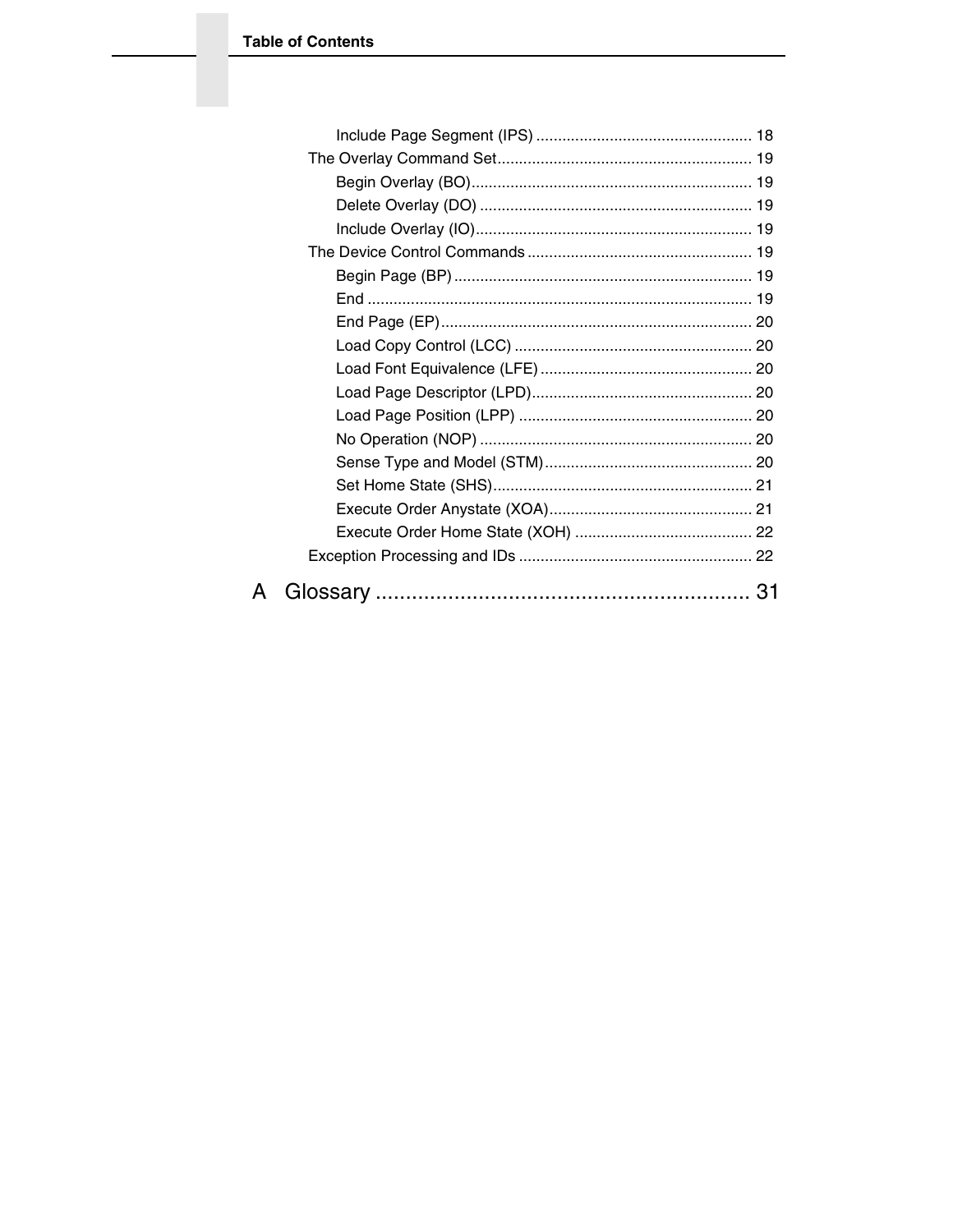- Include Page Segment (IPS) ................................................. 18
- The Overlay Command Set .......................................................... 19
  - Begin Overlay (BO) ................................................................ 19
  - Delete Overlay (DO) .............................................................. 19
  - Include Overlay (IO) ............................................................... 19
- The Device Control Commands .................................................... 19
  - Begin Page (BP) ..................................................................... 19
  - End ......................................................................................... 19
  - End Page (EP) ........................................................................ 20
  - Load Copy Control (LCC) ....................................................... 20
  - Load Font Equivalence (LFE) ................................................. 20
  - Load Page Descriptor (LPD) ................................................... 20
  - Load Page Position (LPP) ...................................................... 20
  - No Operation (NOP) ............................................................... 20
  - Sense Type and Model (STM) ................................................ 20
  - Set Home State (SHS) ............................................................ 21
  - Execute Order Anystate (XOA) ............................................... 21
  - Execute Order Home State (XOH) ......................................... 22
- Exception Processing and IDs ...................................................... 22

A Glossary ................................................................ 31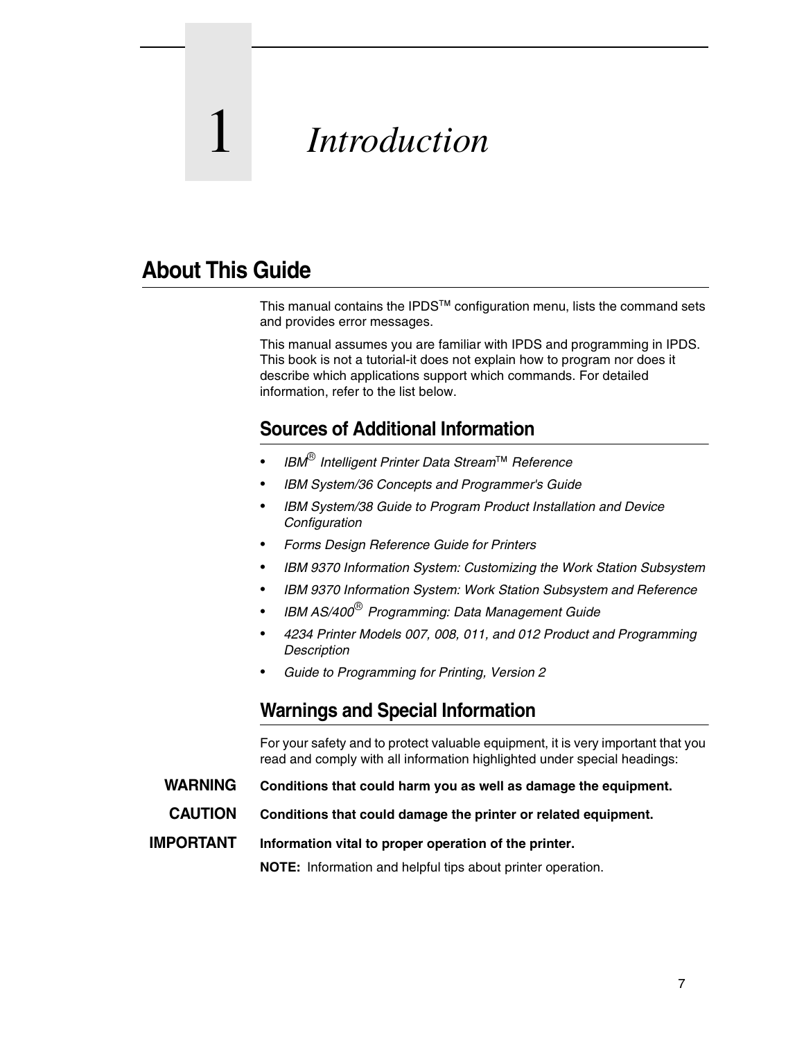# 1 Introduction

## About This Guide

This manual contains the IPDS™ configuration menu, lists the command sets and provides error messages.

This manual assumes you are familiar with IPDS and programming in IPDS. This book is not a tutorial-it does not explain how to program nor does it describe which applications support which commands. For detailed information, refer to the list below.

### Sources of Additional Information

- *IBM® Intelligent Printer Data Stream™ Reference*
- *IBM System/36 Concepts and Programmer's Guide*
- *IBM System/38 Guide to Program Product Installation and Device Configuration*
- *Forms Design Reference Guide for Printers*
- *IBM 9370 Information System: Customizing the Work Station Subsystem*
- *IBM 9370 Information System: Work Station Subsystem and Reference*
- *IBM AS/400® Programming: Data Management Guide*
- *4234 Printer Models 007, 008, 011, and 012 Product and Programming Description*
- *Guide to Programming for Printing, Version 2*

### Warnings and Special Information

For your safety and to protect valuable equipment, it is very important that you read and comply with all information highlighted under special headings:

**WARNING** **Conditions that could harm you as well as damage the equipment.**

**CAUTION** **Conditions that could damage the printer or related equipment.**

**IMPORTANT** **Information vital to proper operation of the printer.**

**NOTE:** Information and helpful tips about printer operation.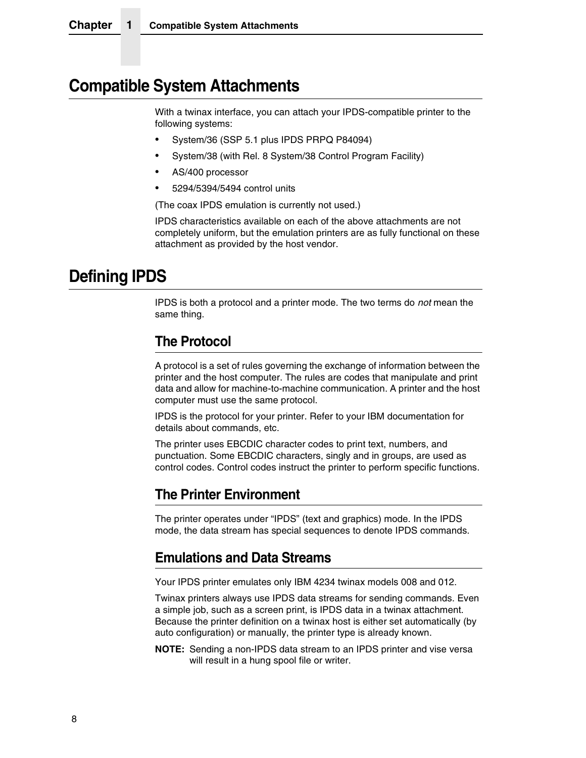# Compatible System Attachments

With a twinax interface, you can attach your IPDS-compatible printer to the following systems:

- System/36 (SSP 5.1 plus IPDS PRPQ P84094)
- System/38 (with Rel. 8 System/38 Control Program Facility)
- AS/400 processor
- 5294/5394/5494 control units

(The coax IPDS emulation is currently not used.)

IPDS characteristics available on each of the above attachments are not completely uniform, but the emulation printers are as fully functional on these attachment as provided by the host vendor.

# Defining IPDS

IPDS is both a protocol and a printer mode. The two terms do *not* mean the same thing.

## The Protocol

A protocol is a set of rules governing the exchange of information between the printer and the host computer. The rules are codes that manipulate and print data and allow for machine-to-machine communication. A printer and the host computer must use the same protocol.

IPDS is the protocol for your printer. Refer to your IBM documentation for details about commands, etc.

The printer uses EBCDIC character codes to print text, numbers, and punctuation. Some EBCDIC characters, singly and in groups, are used as control codes. Control codes instruct the printer to perform specific functions.

## The Printer Environment

The printer operates under “IPDS” (text and graphics) mode. In the IPDS mode, the data stream has special sequences to denote IPDS commands.

## Emulations and Data Streams

Your IPDS printer emulates only IBM 4234 twinax models 008 and 012.

Twinax printers always use IPDS data streams for sending commands. Even a simple job, such as a screen print, is IPDS data in a twinax attachment. Because the printer definition on a twinax host is either set automatically (by auto configuration) or manually, the printer type is already known.

**NOTE:** Sending a non-IPDS data stream to an IPDS printer and vise versa will result in a hung spool file or writer.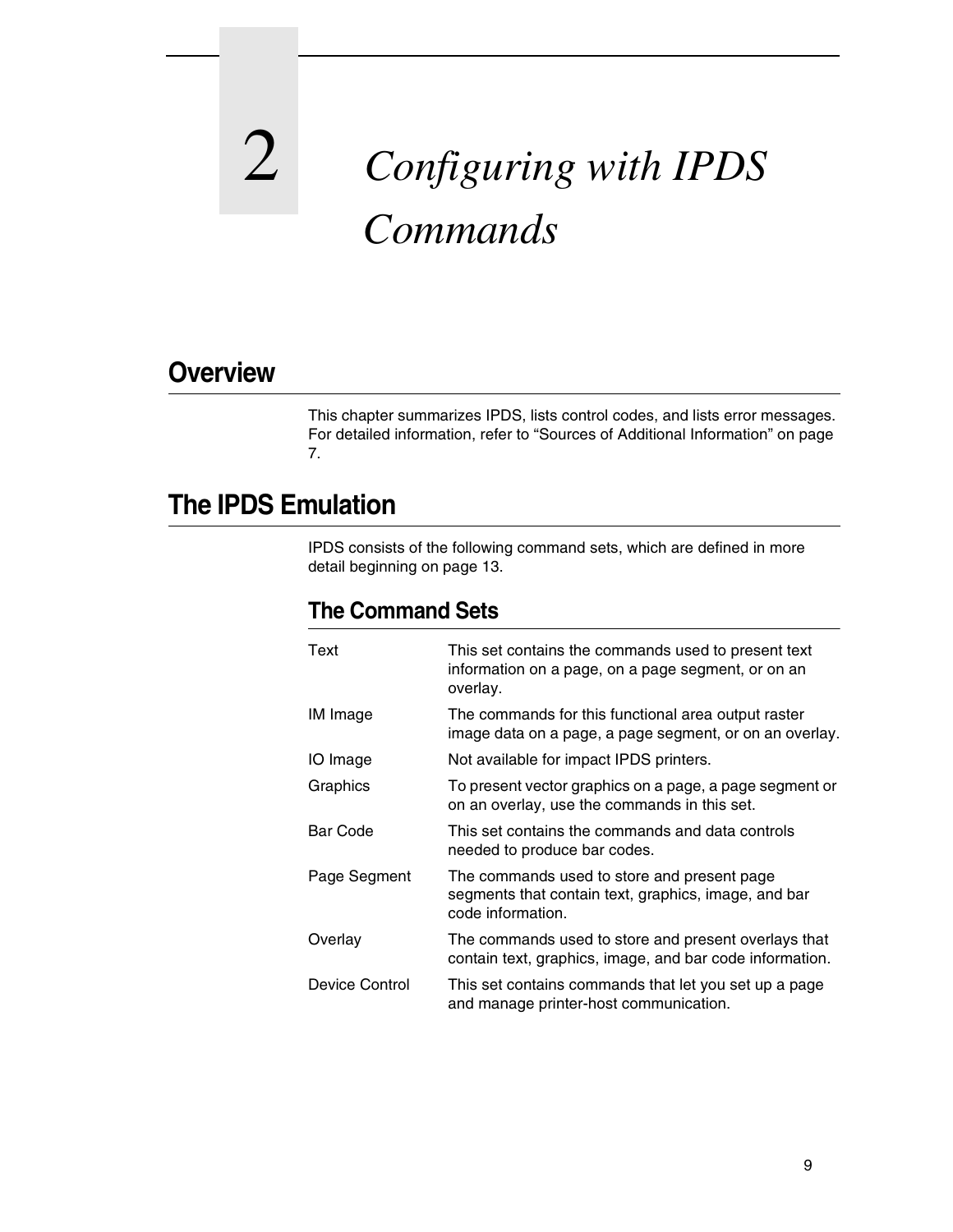# 2 Configuring with IPDS Commands

## Overview

This chapter summarizes IPDS, lists control codes, and lists error messages. For detailed information, refer to “Sources of Additional Information” on page 7.

## The IPDS Emulation

IPDS consists of the following command sets, which are defined in more detail beginning on page 13.

### The Command Sets

| | |
|---|---|
| Text | This set contains the commands used to present text information on a page, on a page segment, or on an overlay. |
| IM Image | The commands for this functional area output raster image data on a page, a page segment, or on an overlay. |
| IO Image | Not available for impact IPDS printers. |
| Graphics | To present vector graphics on a page, a page segment or on an overlay, use the commands in this set. |
| Bar Code | This set contains the commands and data controls needed to produce bar codes. |
| Page Segment | The commands used to store and present page segments that contain text, graphics, image, and bar code information. |
| Overlay | The commands used to store and present overlays that contain text, graphics, image, and bar code information. |
| Device Control | This set contains commands that let you set up a page and manage printer-host communication. |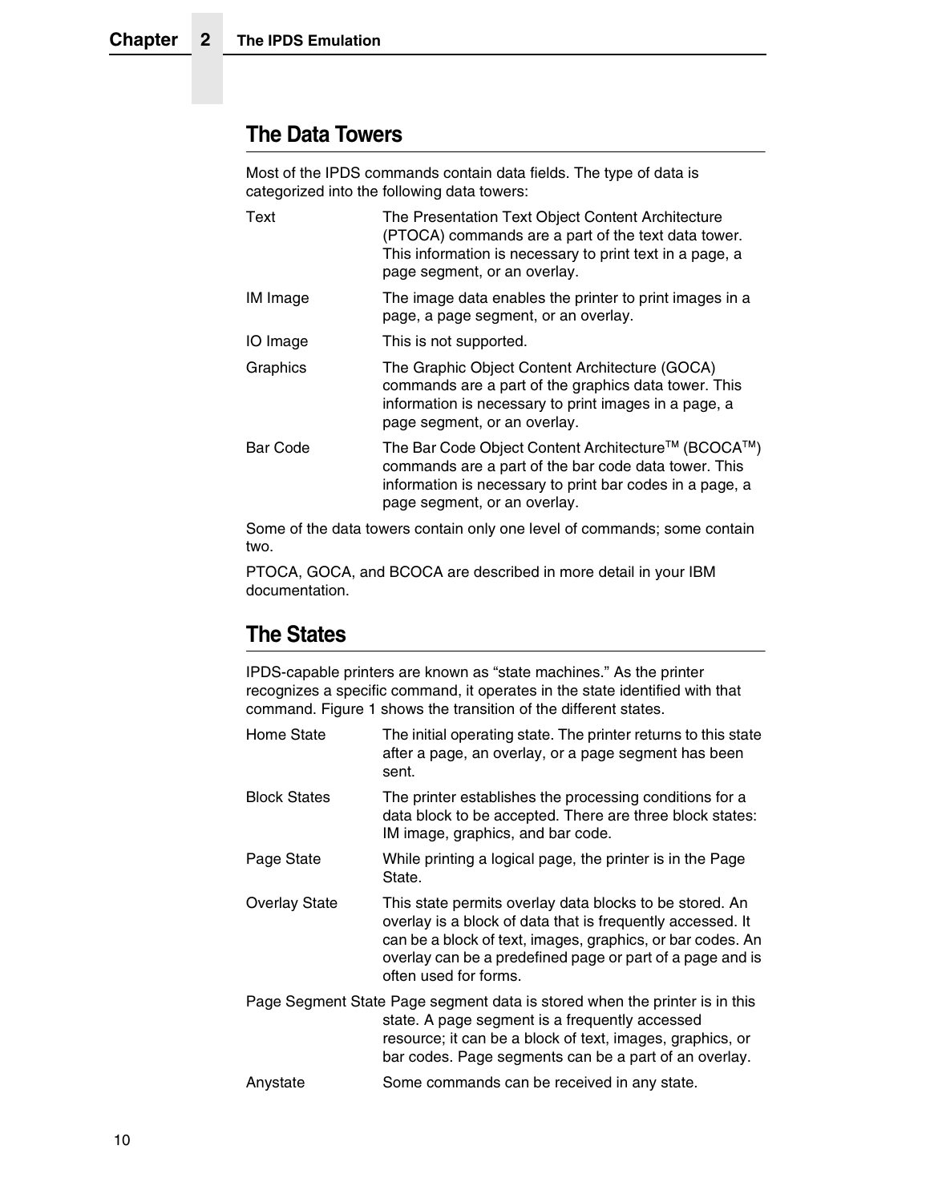## The Data Towers

Most of the IPDS commands contain data fields. The type of data is categorized into the following data towers:

| | |
|---|---|
| Text | The Presentation Text Object Content Architecture (PTOCA) commands are a part of the text data tower. This information is necessary to print text in a page, a page segment, or an overlay. |
| IM Image | The image data enables the printer to print images in a page, a page segment, or an overlay. |
| IO Image | This is not supported. |
| Graphics | The Graphic Object Content Architecture (GOCA) commands are a part of the graphics data tower. This information is necessary to print images in a page, a page segment, or an overlay. |
| Bar Code | The Bar Code Object Content Architecture™ (BCOCA™) commands are a part of the bar code data tower. This information is necessary to print bar codes in a page, a page segment, or an overlay. |

Some of the data towers contain only one level of commands; some contain two.

PTOCA, GOCA, and BCOCA are described in more detail in your IBM documentation.

## The States

IPDS-capable printers are known as "state machines." As the printer recognizes a specific command, it operates in the state identified with that command. Figure 1 shows the transition of the different states.

| | |
|---|---|
| Home State | The initial operating state. The printer returns to this state after a page, an overlay, or a page segment has been sent. |
| Block States | The printer establishes the processing conditions for a data block to be accepted. There are three block states: IM image, graphics, and bar code. |
| Page State | While printing a logical page, the printer is in the Page State. |
| Overlay State | This state permits overlay data blocks to be stored. An overlay is a block of data that is frequently accessed. It can be a block of text, images, graphics, or bar codes. An overlay can be a predefined page or part of a page and is often used for forms. |
| Page Segment State | Page segment data is stored when the printer is in this state. A page segment is a frequently accessed resource; it can be a block of text, images, graphics, or bar codes. Page segments can be a part of an overlay. |
| Anystate | Some commands can be received in any state. |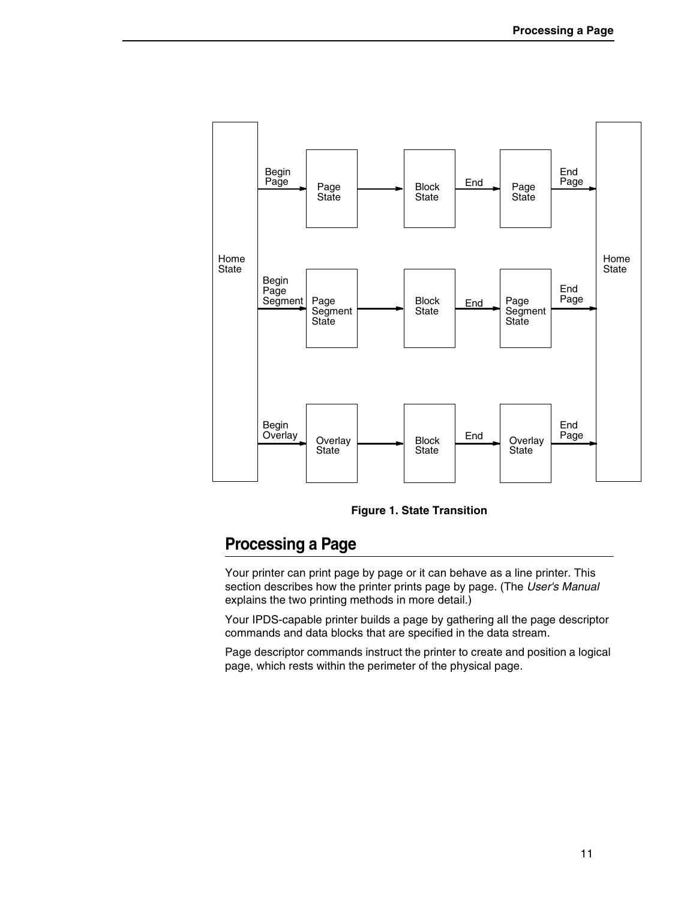Figure 1. State Transition

## Processing a Page

Your printer can print page by page or it can behave as a line printer. This section describes how the printer prints page by page. (The *User's Manual* explains the two printing methods in more detail.)

Your IPDS-capable printer builds a page by gathering all the page descriptor commands and data blocks that are specified in the data stream.

Page descriptor commands instruct the printer to create and position a logical page, which rests within the perimeter of the physical page.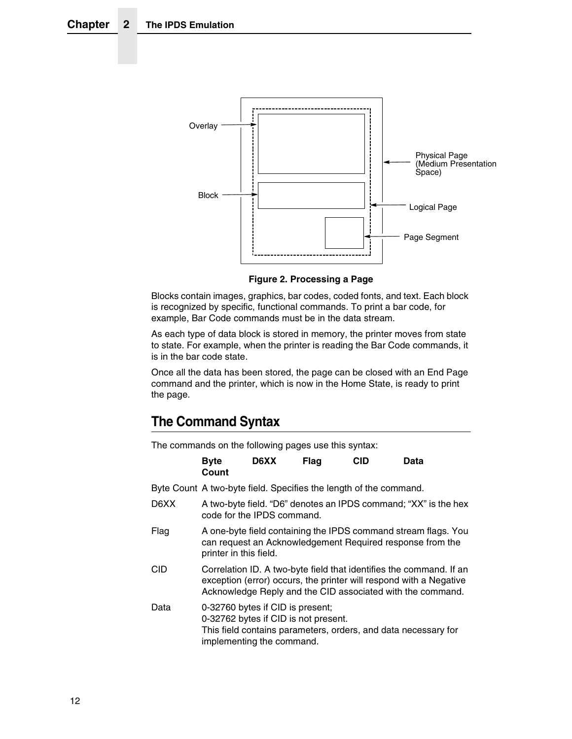Figure 2. Processing a Page

Blocks contain images, graphics, bar codes, coded fonts, and text. Each block is recognized by specific, functional commands. To print a bar code, for example, Bar Code commands must be in the data stream.

As each type of data block is stored in memory, the printer moves from state to state. For example, when the printer is reading the Bar Code commands, it is in the bar code state.

Once all the data has been stored, the page can be closed with an End Page command and the printer, which is now in the Home State, is ready to print the page.

## The Command Syntax

The commands on the following pages use this syntax:

**Byte Count** **D6XX** **Flag** **CID** **Data**

| | |
|---|---|
| Byte Count | A two-byte field. Specifies the length of the command. |
| D6XX | A two-byte field. "D6" denotes an IPDS command; "XX" is the hex code for the IPDS command. |
| Flag | A one-byte field containing the IPDS command stream flags. You can request an Acknowledgement Required response from the printer in this field. |
| CID | Correlation ID. A two-byte field that identifies the command. If an exception (error) occurs, the printer will respond with a Negative Acknowledge Reply and the CID associated with the command. |
| Data | 0-32760 bytes if CID is present;<br>0-32762 bytes if CID is not present.<br>This field contains parameters, orders, and data necessary for implementing the command. |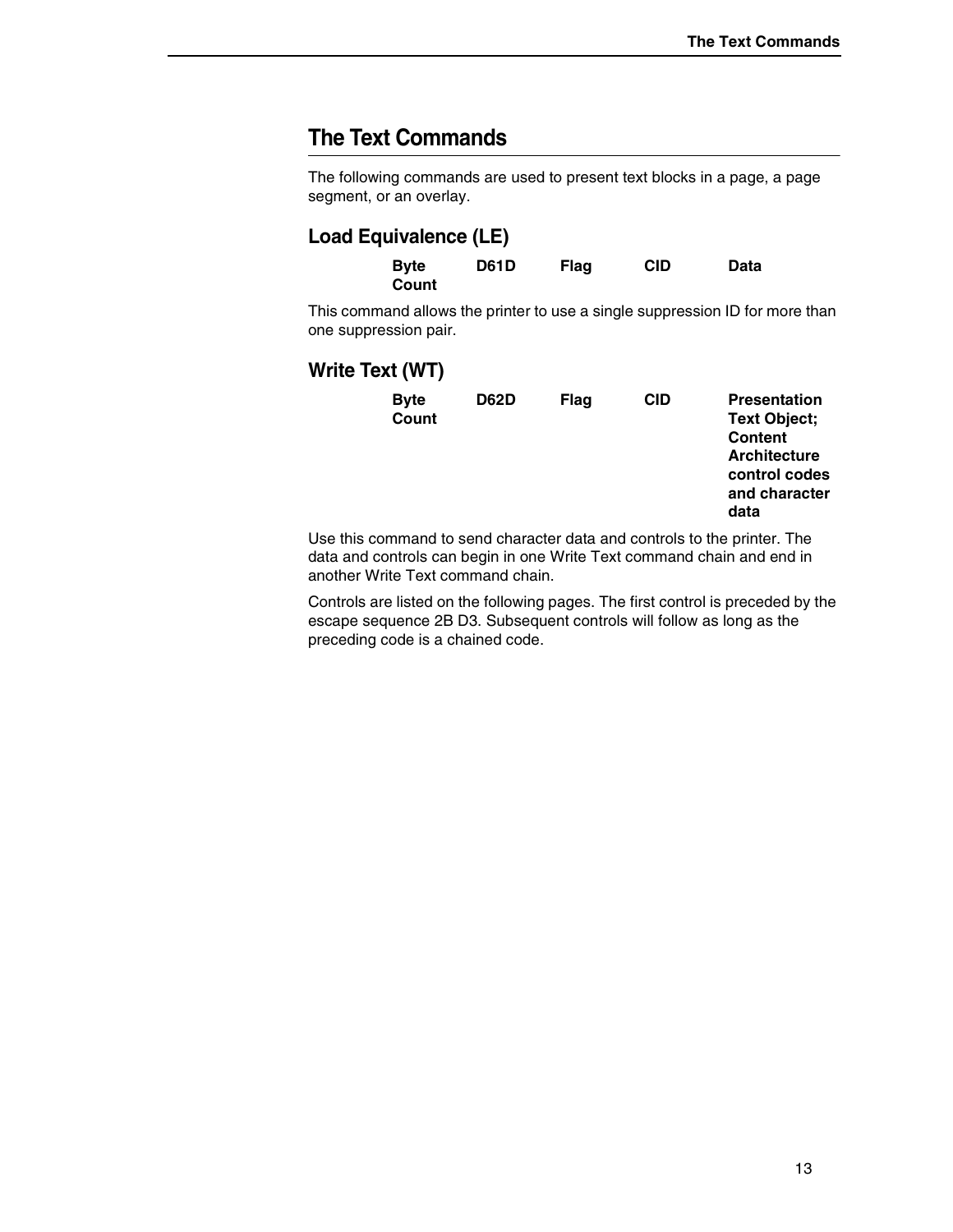# The Text Commands

The following commands are used to present text blocks in a page, a page segment, or an overlay.

## Load Equivalence (LE)

| Byte Count | D61D | Flag | CID | Data |
|---|---|---|---|---|

This command allows the printer to use a single suppression ID for more than one suppression pair.

## Write Text (WT)

| Byte Count | D62D | Flag | CID | Presentation Text Object; Content Architecture control codes and character data |
|---|---|---|---|---|

Use this command to send character data and controls to the printer. The data and controls can begin in one Write Text command chain and end in another Write Text command chain.

Controls are listed on the following pages. The first control is preceded by the escape sequence 2B D3. Subsequent controls will follow as long as the preceding code is a chained code.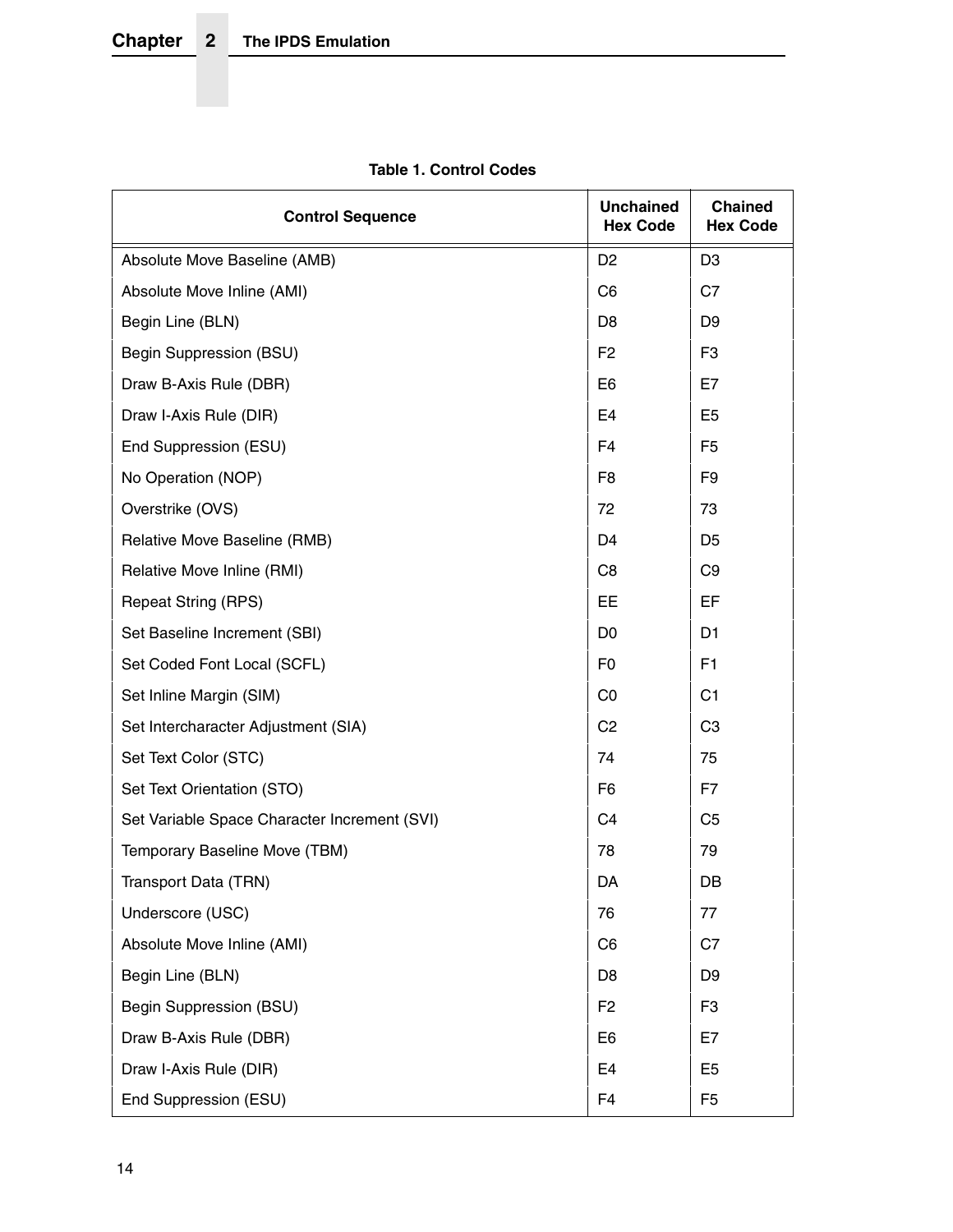**Table 1. Control Codes**

| Control Sequence | Unchained Hex Code | Chained Hex Code |
|---|---|---|
| Absolute Move Baseline (AMB) | D2 | D3 |
| Absolute Move Inline (AMI) | C6 | C7 |
| Begin Line (BLN) | D8 | D9 |
| Begin Suppression (BSU) | F2 | F3 |
| Draw B-Axis Rule (DBR) | E6 | E7 |
| Draw I-Axis Rule (DIR) | E4 | E5 |
| End Suppression (ESU) | F4 | F5 |
| No Operation (NOP) | F8 | F9 |
| Overstrike (OVS) | 72 | 73 |
| Relative Move Baseline (RMB) | D4 | D5 |
| Relative Move Inline (RMI) | C8 | C9 |
| Repeat String (RPS) | EE | EF |
| Set Baseline Increment (SBI) | D0 | D1 |
| Set Coded Font Local (SCFL) | F0 | F1 |
| Set Inline Margin (SIM) | C0 | C1 |
| Set Intercharacter Adjustment (SIA) | C2 | C3 |
| Set Text Color (STC) | 74 | 75 |
| Set Text Orientation (STO) | F6 | F7 |
| Set Variable Space Character Increment (SVI) | C4 | C5 |
| Temporary Baseline Move (TBM) | 78 | 79 |
| Transport Data (TRN) | DA | DB |
| Underscore (USC) | 76 | 77 |
| Absolute Move Inline (AMI) | C6 | C7 |
| Begin Line (BLN) | D8 | D9 |
| Begin Suppression (BSU) | F2 | F3 |
| Draw B-Axis Rule (DBR) | E6 | E7 |
| Draw I-Axis Rule (DIR) | E4 | E5 |
| End Suppression (ESU) | F4 | F5 |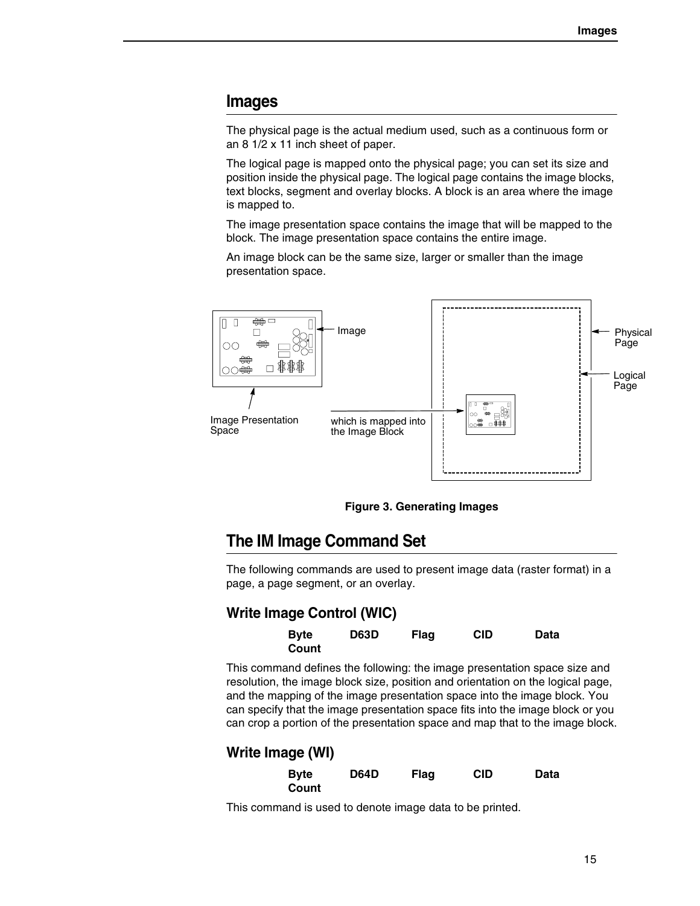# Images

The physical page is the actual medium used, such as a continuous form or an 8 1/2 x 11 inch sheet of paper.

The logical page is mapped onto the physical page; you can set its size and position inside the physical page. The logical page contains the image blocks, text blocks, segment and overlay blocks. A block is an area where the image is mapped to.

The image presentation space contains the image that will be mapped to the block. The image presentation space contains the entire image.

An image block can be the same size, larger or smaller than the image presentation space.

**Figure 3. Generating Images**

# The IM Image Command Set

The following commands are used to present image data (raster format) in a page, a page segment, or an overlay.

## Write Image Control (WIC)

| Byte Count | D63D | Flag | CID | Data |
|---|---|---|---|---|

This command defines the following: the image presentation space size and resolution, the image block size, position and orientation on the logical page, and the mapping of the image presentation space into the image block. You can specify that the image presentation space fits into the image block or you can crop a portion of the presentation space and map that to the image block.

## Write Image (WI)

| Byte Count | D64D | Flag | CID | Data |
|---|---|---|---|---|

This command is used to denote image data to be printed.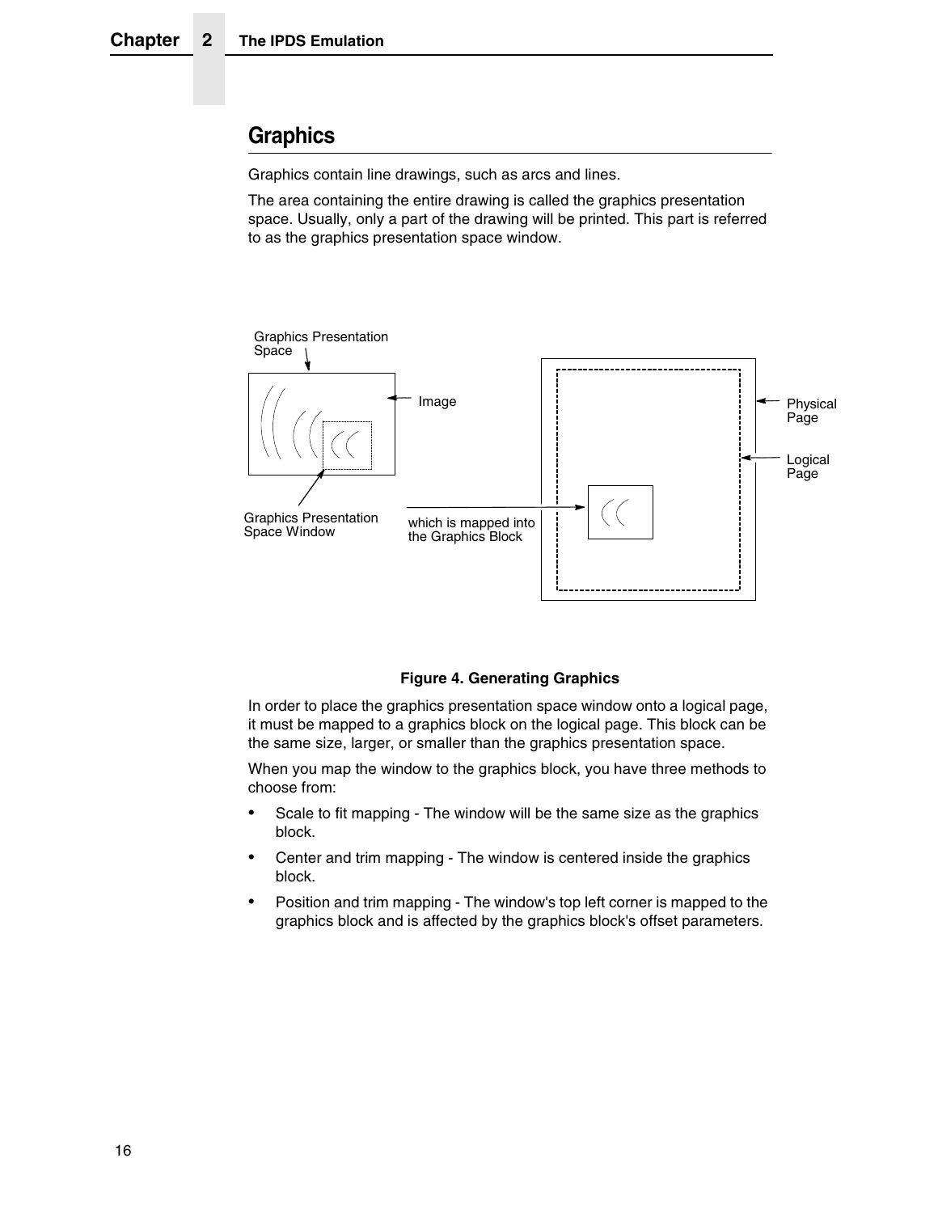## Graphics

Graphics contain line drawings, such as arcs and lines.

The area containing the entire drawing is called the graphics presentation space. Usually, only a part of the drawing will be printed. This part is referred to as the graphics presentation space window.

**Figure 4. Generating Graphics**

In order to place the graphics presentation space window onto a logical page, it must be mapped to a graphics block on the logical page. This block can be the same size, larger, or smaller than the graphics presentation space.

When you map the window to the graphics block, you have three methods to choose from:

- Scale to fit mapping - The window will be the same size as the graphics block.
- Center and trim mapping - The window is centered inside the graphics block.
- Position and trim mapping - The window's top left corner is mapped to the graphics block and is affected by the graphics block's offset parameters.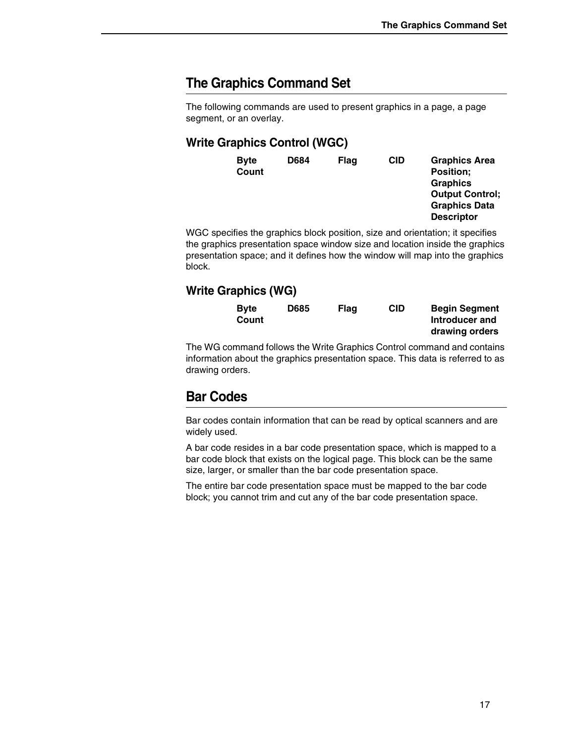# The Graphics Command Set

The following commands are used to present graphics in a page, a page segment, or an overlay.

## Write Graphics Control (WGC)

| Byte Count | D684 | Flag | CID | Graphics Area Position; Graphics Output Control; Graphics Data Descriptor |
|---|---|---|---|---|

WGC specifies the graphics block position, size and orientation; it specifies the graphics presentation space window size and location inside the graphics presentation space; and it defines how the window will map into the graphics block.

## Write Graphics (WG)

| Byte Count | D685 | Flag | CID | Begin Segment Introducer and drawing orders |
|---|---|---|---|---|

The WG command follows the Write Graphics Control command and contains information about the graphics presentation space. This data is referred to as drawing orders.

# Bar Codes

Bar codes contain information that can be read by optical scanners and are widely used.

A bar code resides in a bar code presentation space, which is mapped to a bar code block that exists on the logical page. This block can be the same size, larger, or smaller than the bar code presentation space.

The entire bar code presentation space must be mapped to the bar code block; you cannot trim and cut any of the bar code presentation space.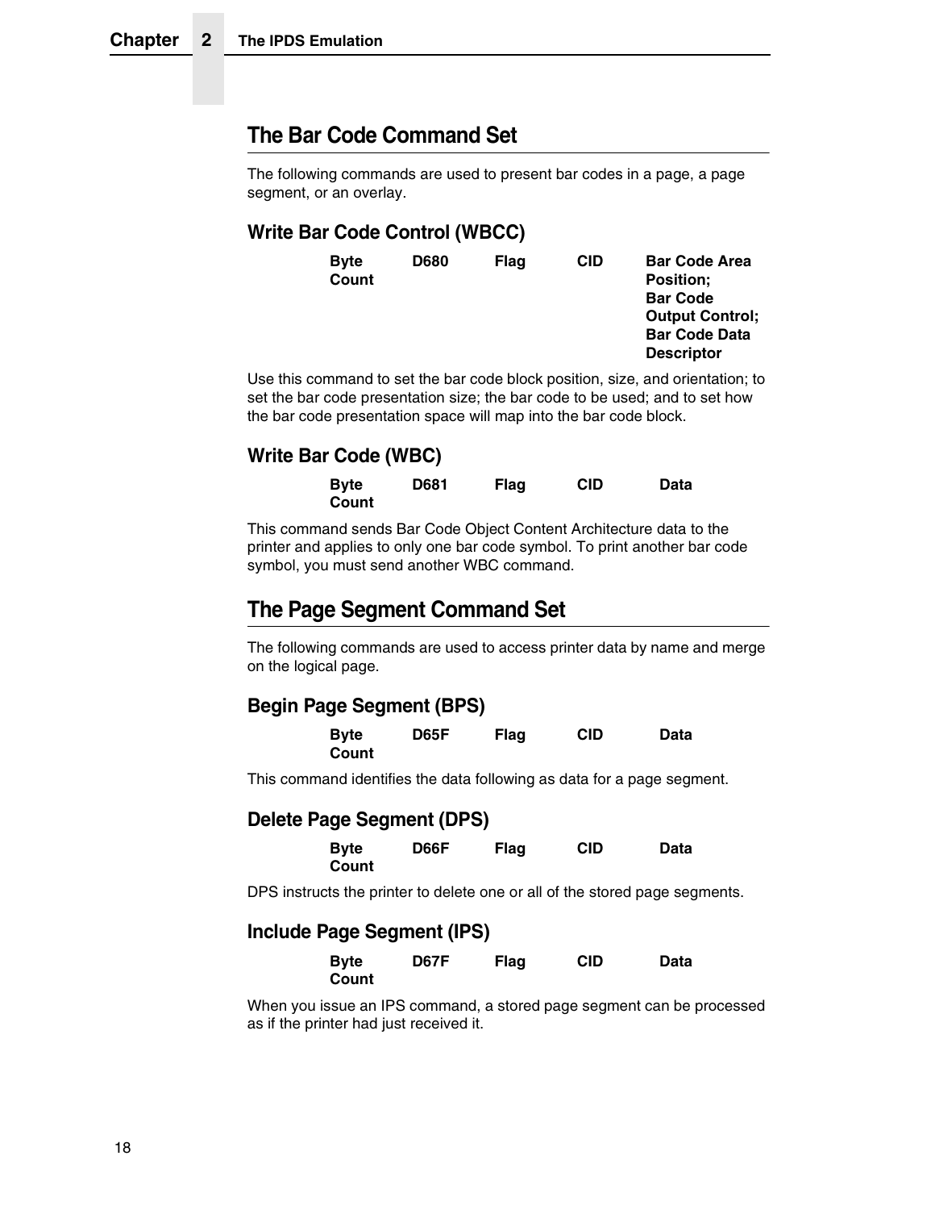## The Bar Code Command Set

The following commands are used to present bar codes in a page, a page segment, or an overlay.

### Write Bar Code Control (WBCC)

| Byte Count | D680 | Flag | CID | Bar Code Area Position; Bar Code Output Control; Bar Code Data Descriptor |
|---|---|---|---|---|

Use this command to set the bar code block position, size, and orientation; to set the bar code presentation size; the bar code to be used; and to set how the bar code presentation space will map into the bar code block.

### Write Bar Code (WBC)

| Byte Count | D681 | Flag | CID | Data |
|---|---|---|---|---|

This command sends Bar Code Object Content Architecture data to the printer and applies to only one bar code symbol. To print another bar code symbol, you must send another WBC command.

## The Page Segment Command Set

The following commands are used to access printer data by name and merge on the logical page.

### Begin Page Segment (BPS)

| Byte Count | D65F | Flag | CID | Data |
|---|---|---|---|---|

This command identifies the data following as data for a page segment.

### Delete Page Segment (DPS)

| Byte Count | D66F | Flag | CID | Data |
|---|---|---|---|---|

DPS instructs the printer to delete one or all of the stored page segments.

### Include Page Segment (IPS)

| Byte Count | D67F | Flag | CID | Data |
|---|---|---|---|---|

When you issue an IPS command, a stored page segment can be processed as if the printer had just received it.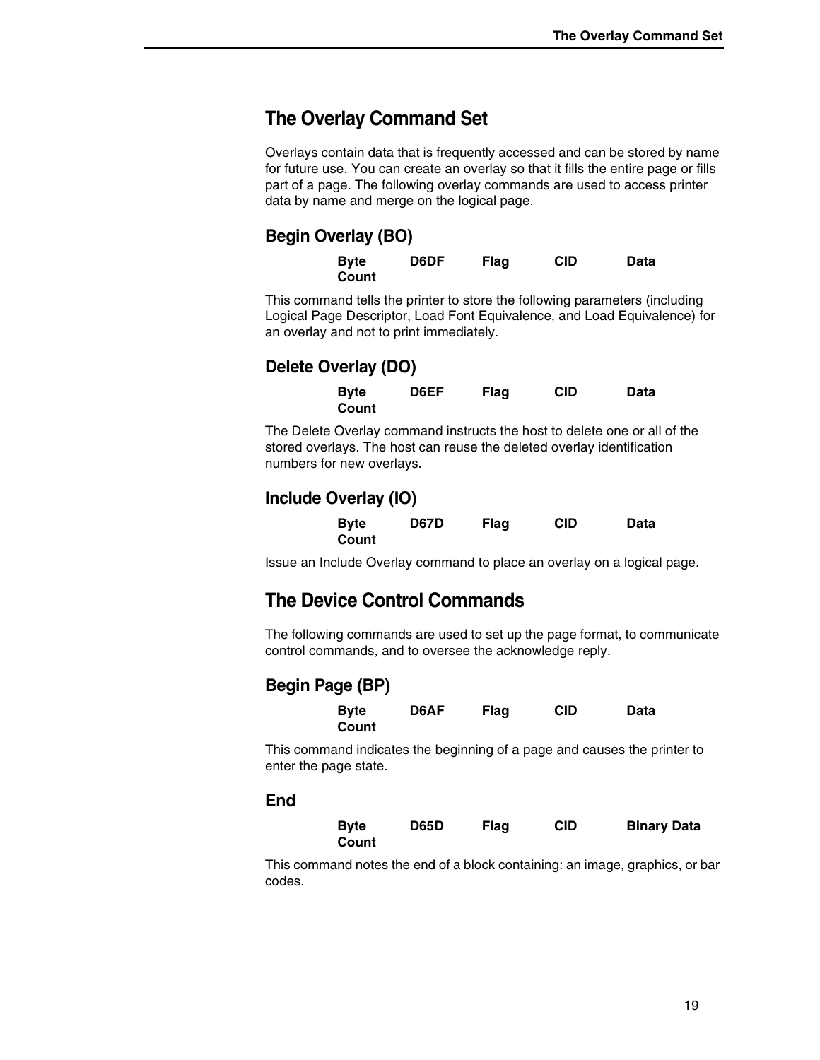# The Overlay Command Set

Overlays contain data that is frequently accessed and can be stored by name for future use. You can create an overlay so that it fills the entire page or fills part of a page. The following overlay commands are used to access printer data by name and merge on the logical page.

## Begin Overlay (BO)

| Byte Count | D6DF | Flag | CID | Data |
|---|---|---|---|---|

This command tells the printer to store the following parameters (including Logical Page Descriptor, Load Font Equivalence, and Load Equivalence) for an overlay and not to print immediately.

## Delete Overlay (DO)

| Byte Count | D6EF | Flag | CID | Data |
|---|---|---|---|---|

The Delete Overlay command instructs the host to delete one or all of the stored overlays. The host can reuse the deleted overlay identification numbers for new overlays.

## Include Overlay (IO)

| Byte Count | D67D | Flag | CID | Data |
|---|---|---|---|---|

Issue an Include Overlay command to place an overlay on a logical page.

# The Device Control Commands

The following commands are used to set up the page format, to communicate control commands, and to oversee the acknowledge reply.

## Begin Page (BP)

| Byte Count | D6AF | Flag | CID | Data |
|---|---|---|---|---|

This command indicates the beginning of a page and causes the printer to enter the page state.

## End

| Byte Count | D65D | Flag | CID | Binary Data |
|---|---|---|---|---|

This command notes the end of a block containing: an image, graphics, or bar codes.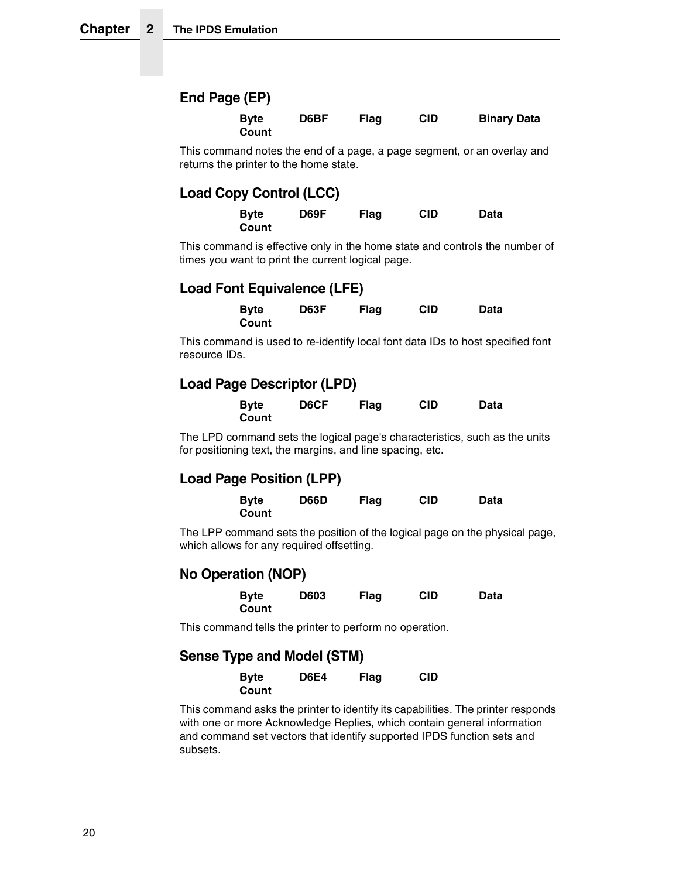## End Page (EP)

| Byte Count | D6BF | Flag | CID | Binary Data |
|---|---|---|---|---|

This command notes the end of a page, a page segment, or an overlay and returns the printer to the home state.

## Load Copy Control (LCC)

| Byte Count | D69F | Flag | CID | Data |
|---|---|---|---|---|

This command is effective only in the home state and controls the number of times you want to print the current logical page.

## Load Font Equivalence (LFE)

| Byte Count | D63F | Flag | CID | Data |
|---|---|---|---|---|

This command is used to re-identify local font data IDs to host specified font resource IDs.

## Load Page Descriptor (LPD)

| Byte Count | D6CF | Flag | CID | Data |
|---|---|---|---|---|

The LPD command sets the logical page's characteristics, such as the units for positioning text, the margins, and line spacing, etc.

## Load Page Position (LPP)

| Byte Count | D66D | Flag | CID | Data |
|---|---|---|---|---|

The LPP command sets the position of the logical page on the physical page, which allows for any required offsetting.

## No Operation (NOP)

| Byte Count | D603 | Flag | CID | Data |
|---|---|---|---|---|

This command tells the printer to perform no operation.

## Sense Type and Model (STM)

| Byte Count | D6E4 | Flag | CID |
|---|---|---|---|

This command asks the printer to identify its capabilities. The printer responds with one or more Acknowledge Replies, which contain general information and command set vectors that identify supported IPDS function sets and subsets.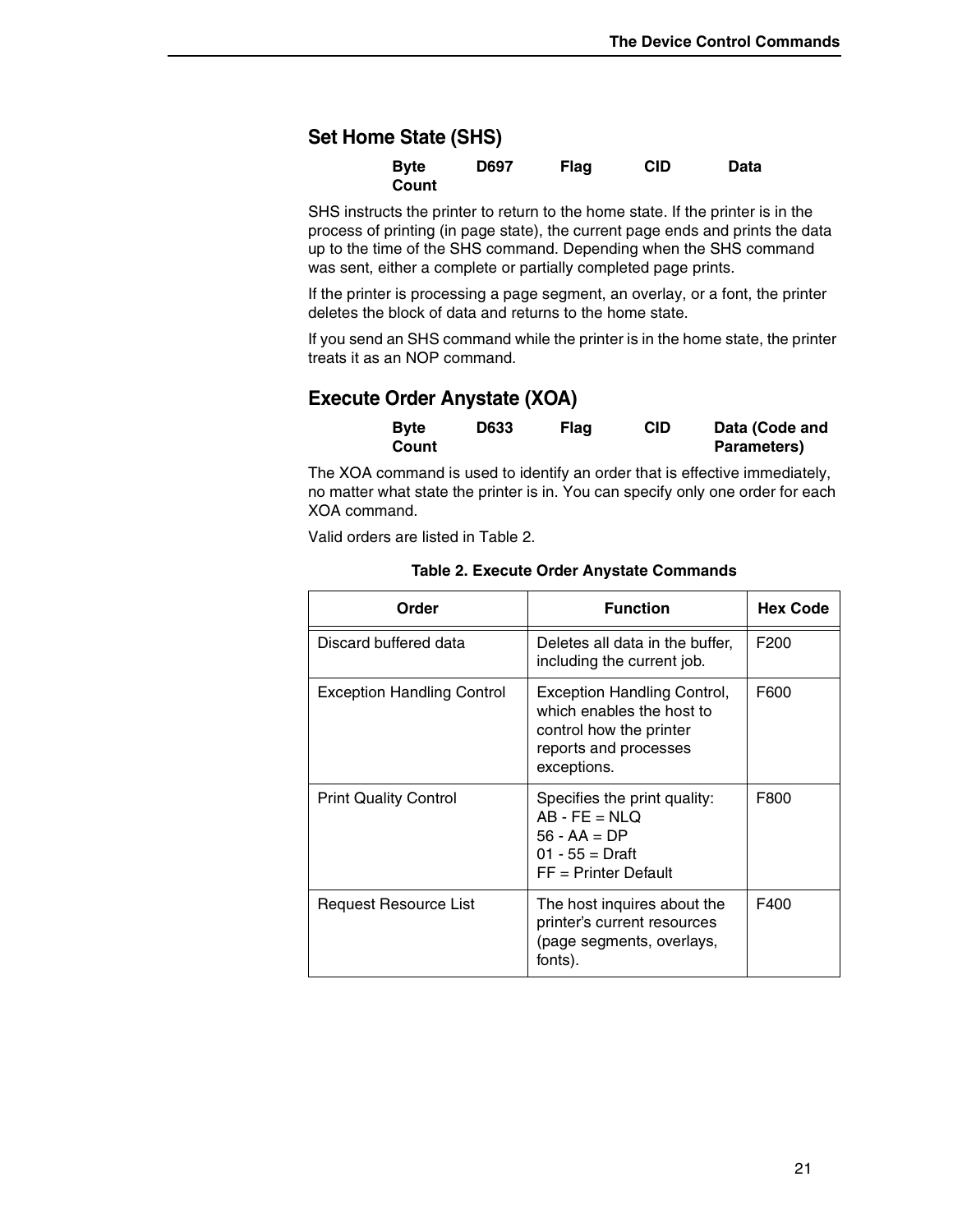## Set Home State (SHS)

| Byte Count | D697 | Flag | CID | Data |
|---|---|---|---|---|

SHS instructs the printer to return to the home state. If the printer is in the process of printing (in page state), the current page ends and prints the data up to the time of the SHS command. Depending when the SHS command was sent, either a complete or partially completed page prints.

If the printer is processing a page segment, an overlay, or a font, the printer deletes the block of data and returns to the home state.

If you send an SHS command while the printer is in the home state, the printer treats it as an NOP command.

## Execute Order Anystate (XOA)

| Byte Count | D633 | Flag | CID | Data (Code and Parameters) |
|---|---|---|---|---|

The XOA command is used to identify an order that is effective immediately, no matter what state the printer is in. You can specify only one order for each XOA command.

Valid orders are listed in Table 2.

**Table 2. Execute Order Anystate Commands**

| Order | Function | Hex Code |
|---|---|---|
| Discard buffered data | Deletes all data in the buffer, including the current job. | F200 |
| Exception Handling Control | Exception Handling Control, which enables the host to control how the printer reports and processes exceptions. | F600 |
| Print Quality Control | Specifies the print quality:<br>AB - FE = NLQ<br>56 - AA = DP<br>01 - 55 = Draft<br>FF = Printer Default | F800 |
| Request Resource List | The host inquires about the printer's current resources (page segments, overlays, fonts). | F400 |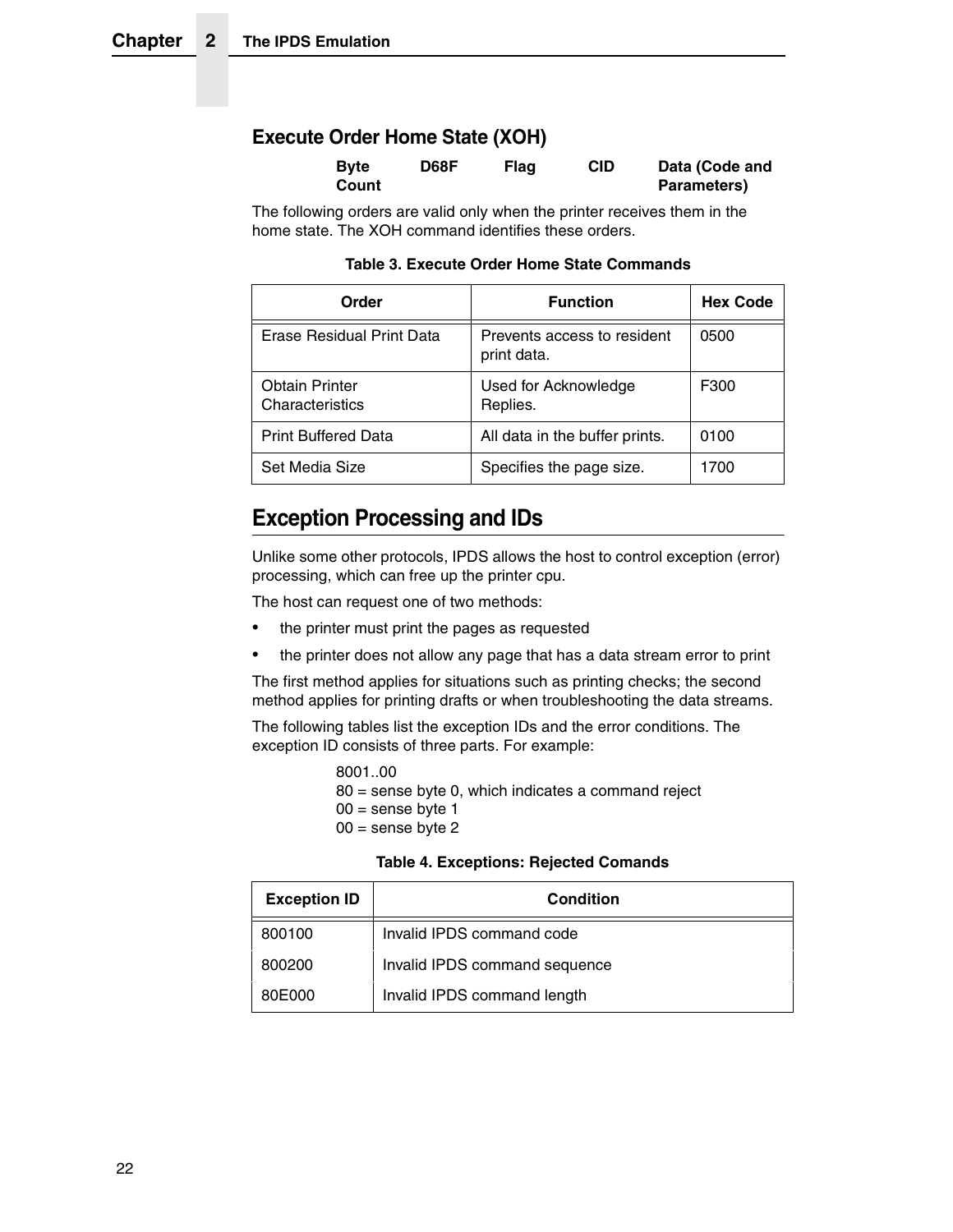### Execute Order Home State (XOH)

| Byte Count | D68F | Flag | CID | Data (Code and Parameters) |
|---|---|---|---|---|

The following orders are valid only when the printer receives them in the home state. The XOH command identifies these orders.

**Table 3. Execute Order Home State Commands**

| Order | Function | Hex Code |
|---|---|---|
| Erase Residual Print Data | Prevents access to resident print data. | 0500 |
| Obtain Printer Characteristics | Used for Acknowledge Replies. | F300 |
| Print Buffered Data | All data in the buffer prints. | 0100 |
| Set Media Size | Specifies the page size. | 1700 |

## Exception Processing and IDs

Unlike some other protocols, IPDS allows the host to control exception (error) processing, which can free up the printer cpu.

The host can request one of two methods:

- the printer must print the pages as requested
- the printer does not allow any page that has a data stream error to print

The first method applies for situations such as printing checks; the second method applies for printing drafts or when troubleshooting the data streams.

The following tables list the exception IDs and the error conditions. The exception ID consists of three parts. For example:

8001..00
80 = sense byte 0, which indicates a command reject
00 = sense byte 1
00 = sense byte 2

**Table 4. Exceptions: Rejected Comands**

| Exception ID | Condition |
|---|---|
| 800100 | Invalid IPDS command code |
| 800200 | Invalid IPDS command sequence |
| 80E000 | Invalid IPDS command length |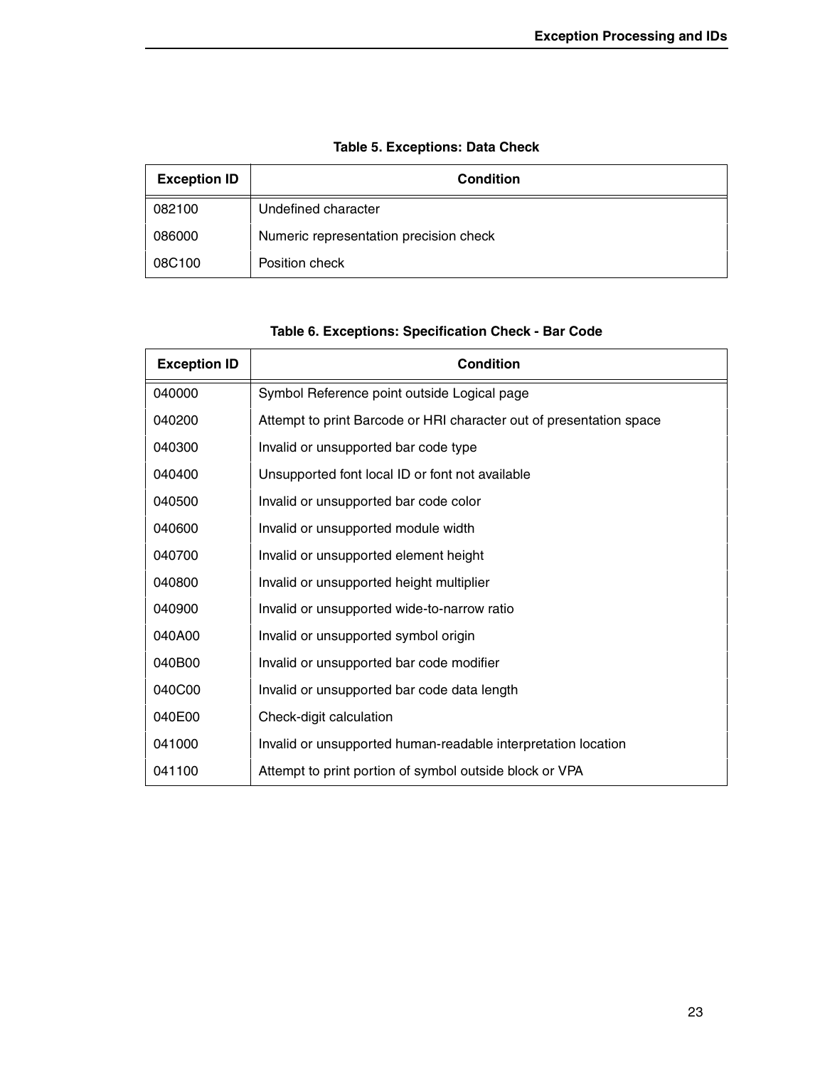**Table 5. Exceptions: Data Check**

| Exception ID | Condition |
| --- | --- |
| 082100 | Undefined character |
| 086000 | Numeric representation precision check |
| 08C100 | Position check |

**Table 6. Exceptions: Specification Check - Bar Code**

| Exception ID | Condition |
| --- | --- |
| 040000 | Symbol Reference point outside Logical page |
| 040200 | Attempt to print Barcode or HRI character out of presentation space |
| 040300 | Invalid or unsupported bar code type |
| 040400 | Unsupported font local ID or font not available |
| 040500 | Invalid or unsupported bar code color |
| 040600 | Invalid or unsupported module width |
| 040700 | Invalid or unsupported element height |
| 040800 | Invalid or unsupported height multiplier |
| 040900 | Invalid or unsupported wide-to-narrow ratio |
| 040A00 | Invalid or unsupported symbol origin |
| 040B00 | Invalid or unsupported bar code modifier |
| 040C00 | Invalid or unsupported bar code data length |
| 040E00 | Check-digit calculation |
| 041000 | Invalid or unsupported human-readable interpretation location |
| 041100 | Attempt to print portion of symbol outside block or VPA |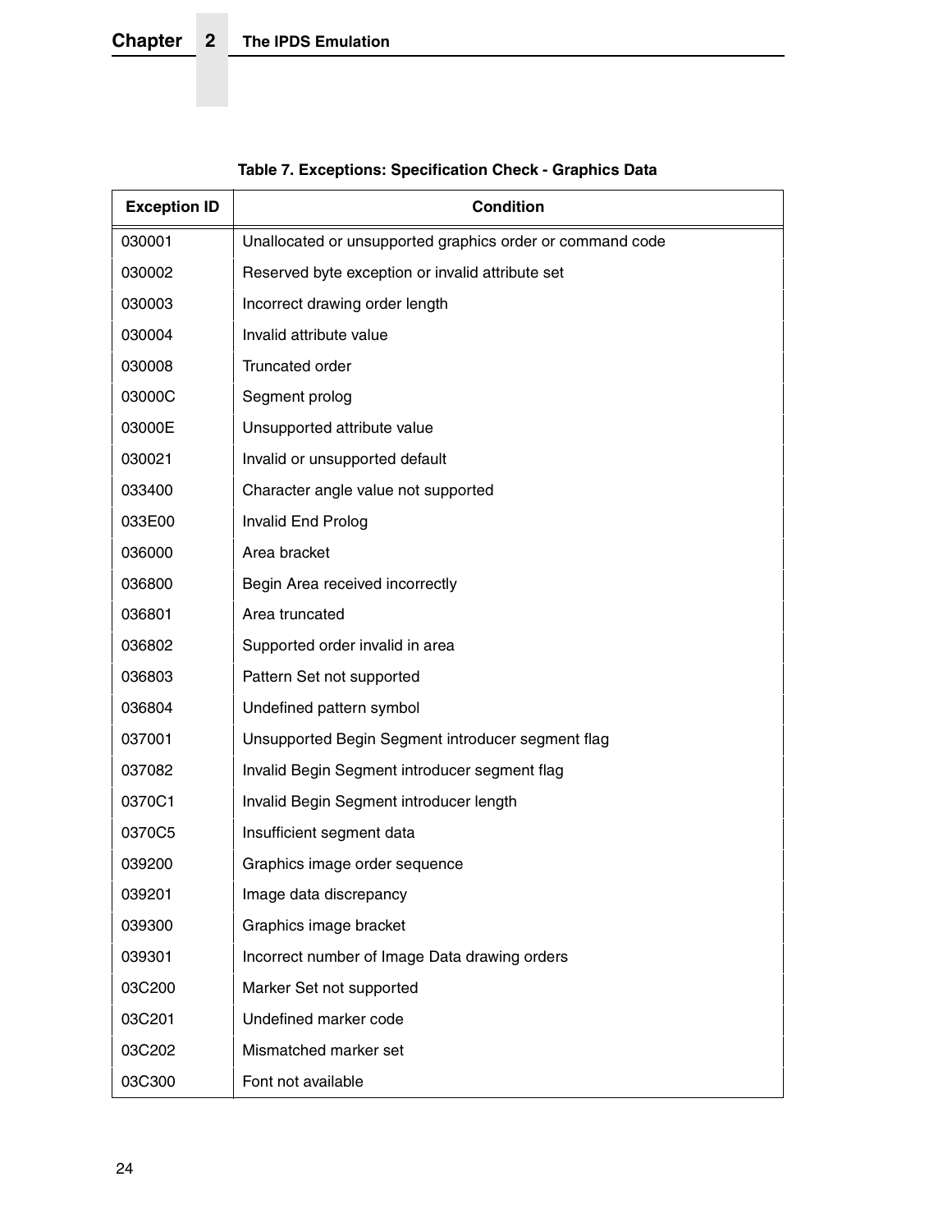**Table 7. Exceptions: Specification Check - Graphics Data**

| Exception ID | Condition |
| --- | --- |
| 030001 | Unallocated or unsupported graphics order or command code |
| 030002 | Reserved byte exception or invalid attribute set |
| 030003 | Incorrect drawing order length |
| 030004 | Invalid attribute value |
| 030008 | Truncated order |
| 03000C | Segment prolog |
| 03000E | Unsupported attribute value |
| 030021 | Invalid or unsupported default |
| 033400 | Character angle value not supported |
| 033E00 | Invalid End Prolog |
| 036000 | Area bracket |
| 036800 | Begin Area received incorrectly |
| 036801 | Area truncated |
| 036802 | Supported order invalid in area |
| 036803 | Pattern Set not supported |
| 036804 | Undefined pattern symbol |
| 037001 | Unsupported Begin Segment introducer segment flag |
| 037082 | Invalid Begin Segment introducer segment flag |
| 0370C1 | Invalid Begin Segment introducer length |
| 0370C5 | Insufficient segment data |
| 039200 | Graphics image order sequence |
| 039201 | Image data discrepancy |
| 039300 | Graphics image bracket |
| 039301 | Incorrect number of Image Data drawing orders |
| 03C200 | Marker Set not supported |
| 03C201 | Undefined marker code |
| 03C202 | Mismatched marker set |
| 03C300 | Font not available |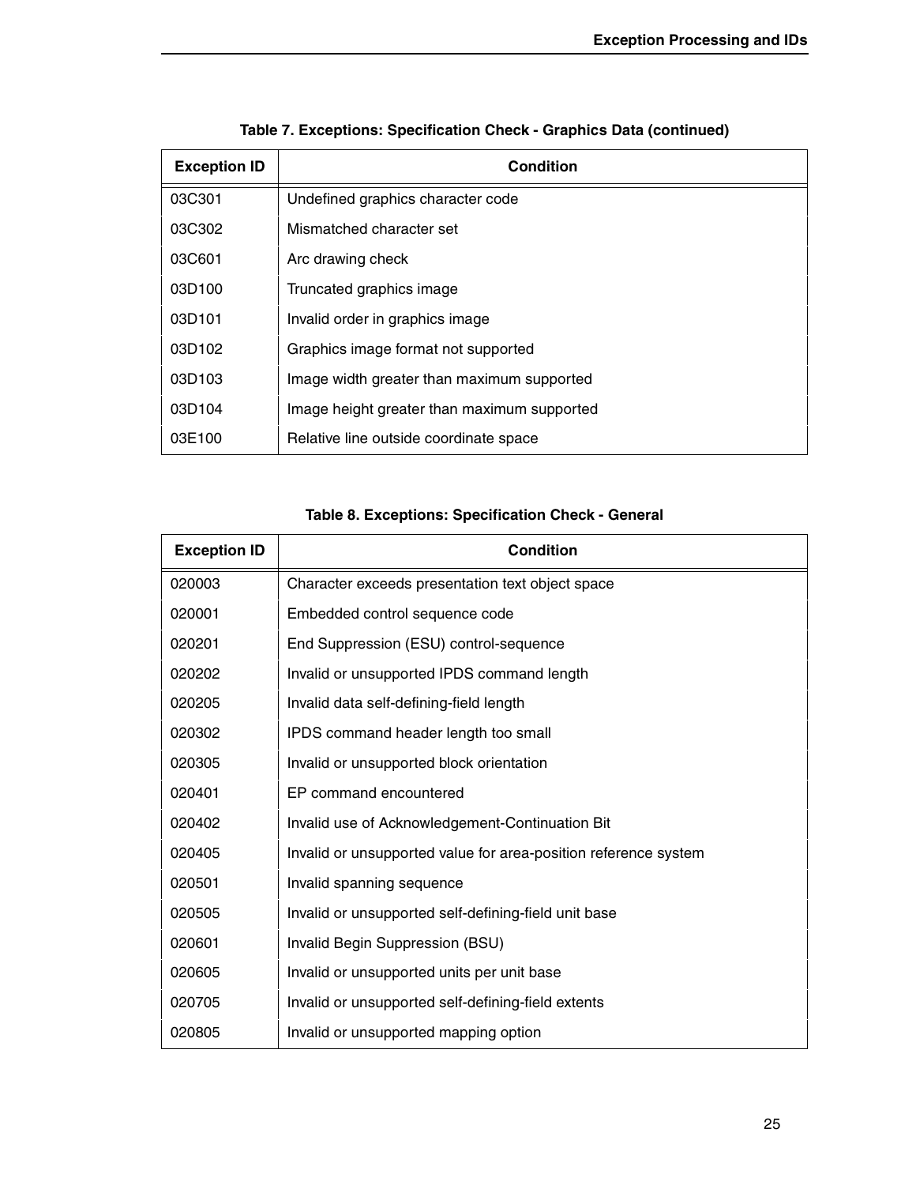**Table 7. Exceptions: Specification Check - Graphics Data (continued)**

| Exception ID | Condition |
|---|---|
| 03C301 | Undefined graphics character code |
| 03C302 | Mismatched character set |
| 03C601 | Arc drawing check |
| 03D100 | Truncated graphics image |
| 03D101 | Invalid order in graphics image |
| 03D102 | Graphics image format not supported |
| 03D103 | Image width greater than maximum supported |
| 03D104 | Image height greater than maximum supported |
| 03E100 | Relative line outside coordinate space |

**Table 8. Exceptions: Specification Check - General**

| Exception ID | Condition |
|---|---|
| 020003 | Character exceeds presentation text object space |
| 020001 | Embedded control sequence code |
| 020201 | End Suppression (ESU) control-sequence |
| 020202 | Invalid or unsupported IPDS command length |
| 020205 | Invalid data self-defining-field length |
| 020302 | IPDS command header length too small |
| 020305 | Invalid or unsupported block orientation |
| 020401 | EP command encountered |
| 020402 | Invalid use of Acknowledgement-Continuation Bit |
| 020405 | Invalid or unsupported value for area-position reference system |
| 020501 | Invalid spanning sequence |
| 020505 | Invalid or unsupported self-defining-field unit base |
| 020601 | Invalid Begin Suppression (BSU) |
| 020605 | Invalid or unsupported units per unit base |
| 020705 | Invalid or unsupported self-defining-field extents |
| 020805 | Invalid or unsupported mapping option |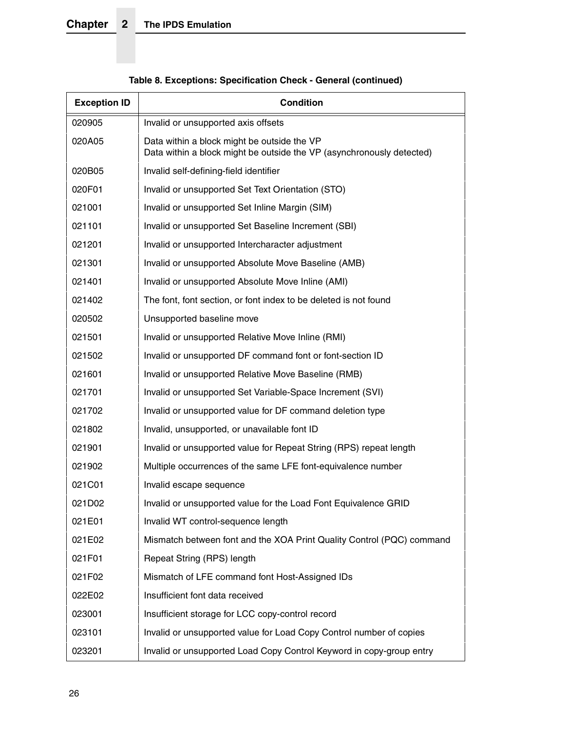**Table 8. Exceptions: Specification Check - General (continued)**

| Exception ID | Condition |
|---|---|
| 020905 | Invalid or unsupported axis offsets |
| 020A05 | Data within a block might be outside the VP<br>Data within a block might be outside the VP (asynchronously detected) |
| 020B05 | Invalid self-defining-field identifier |
| 020F01 | Invalid or unsupported Set Text Orientation (STO) |
| 021001 | Invalid or unsupported Set Inline Margin (SIM) |
| 021101 | Invalid or unsupported Set Baseline Increment (SBI) |
| 021201 | Invalid or unsupported Intercharacter adjustment |
| 021301 | Invalid or unsupported Absolute Move Baseline (AMB) |
| 021401 | Invalid or unsupported Absolute Move Inline (AMI) |
| 021402 | The font, font section, or font index to be deleted is not found |
| 020502 | Unsupported baseline move |
| 021501 | Invalid or unsupported Relative Move Inline (RMI) |
| 021502 | Invalid or unsupported DF command font or font-section ID |
| 021601 | Invalid or unsupported Relative Move Baseline (RMB) |
| 021701 | Invalid or unsupported Set Variable-Space Increment (SVI) |
| 021702 | Invalid or unsupported value for DF command deletion type |
| 021802 | Invalid, unsupported, or unavailable font ID |
| 021901 | Invalid or unsupported value for Repeat String (RPS) repeat length |
| 021902 | Multiple occurrences of the same LFE font-equivalence number |
| 021C01 | Invalid escape sequence |
| 021D02 | Invalid or unsupported value for the Load Font Equivalence GRID |
| 021E01 | Invalid WT control-sequence length |
| 021E02 | Mismatch between font and the XOA Print Quality Control (PQC) command |
| 021F01 | Repeat String (RPS) length |
| 021F02 | Mismatch of LFE command font Host-Assigned IDs |
| 022E02 | Insufficient font data received |
| 023001 | Insufficient storage for LCC copy-control record |
| 023101 | Invalid or unsupported value for Load Copy Control number of copies |
| 023201 | Invalid or unsupported Load Copy Control Keyword in copy-group entry |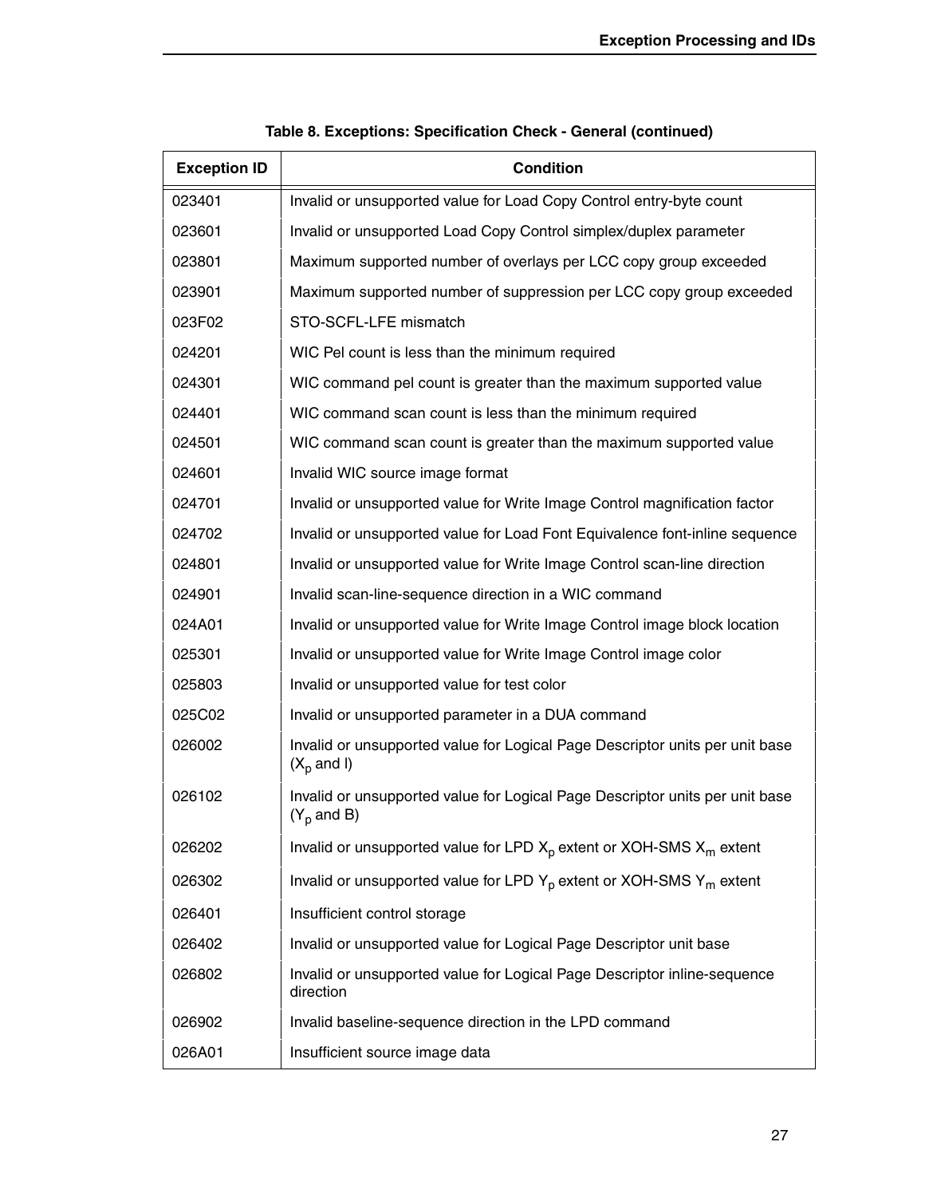**Table 8. Exceptions: Specification Check - General (continued)**

| Exception ID | Condition |
|---|---|
| 023401 | Invalid or unsupported value for Load Copy Control entry-byte count |
| 023601 | Invalid or unsupported Load Copy Control simplex/duplex parameter |
| 023801 | Maximum supported number of overlays per LCC copy group exceeded |
| 023901 | Maximum supported number of suppression per LCC copy group exceeded |
| 023F02 | STO-SCFL-LFE mismatch |
| 024201 | WIC Pel count is less than the minimum required |
| 024301 | WIC command pel count is greater than the maximum supported value |
| 024401 | WIC command scan count is less than the minimum required |
| 024501 | WIC command scan count is greater than the maximum supported value |
| 024601 | Invalid WIC source image format |
| 024701 | Invalid or unsupported value for Write Image Control magnification factor |
| 024702 | Invalid or unsupported value for Load Font Equivalence font-inline sequence |
| 024801 | Invalid or unsupported value for Write Image Control scan-line direction |
| 024901 | Invalid scan-line-sequence direction in a WIC command |
| 024A01 | Invalid or unsupported value for Write Image Control image block location |
| 025301 | Invalid or unsupported value for Write Image Control image color |
| 025803 | Invalid or unsupported value for test color |
| 025C02 | Invalid or unsupported parameter in a DUA command |
| 026002 | Invalid or unsupported value for Logical Page Descriptor units per unit base ($X_p$ and I) |
| 026102 | Invalid or unsupported value for Logical Page Descriptor units per unit base ($Y_p$ and B) |
| 026202 | Invalid or unsupported value for LPD $X_p$ extent or XOH-SMS $X_m$ extent |
| 026302 | Invalid or unsupported value for LPD $Y_p$ extent or XOH-SMS $Y_m$ extent |
| 026401 | Insufficient control storage |
| 026402 | Invalid or unsupported value for Logical Page Descriptor unit base |
| 026802 | Invalid or unsupported value for Logical Page Descriptor inline-sequence direction |
| 026902 | Invalid baseline-sequence direction in the LPD command |
| 026A01 | Insufficient source image data |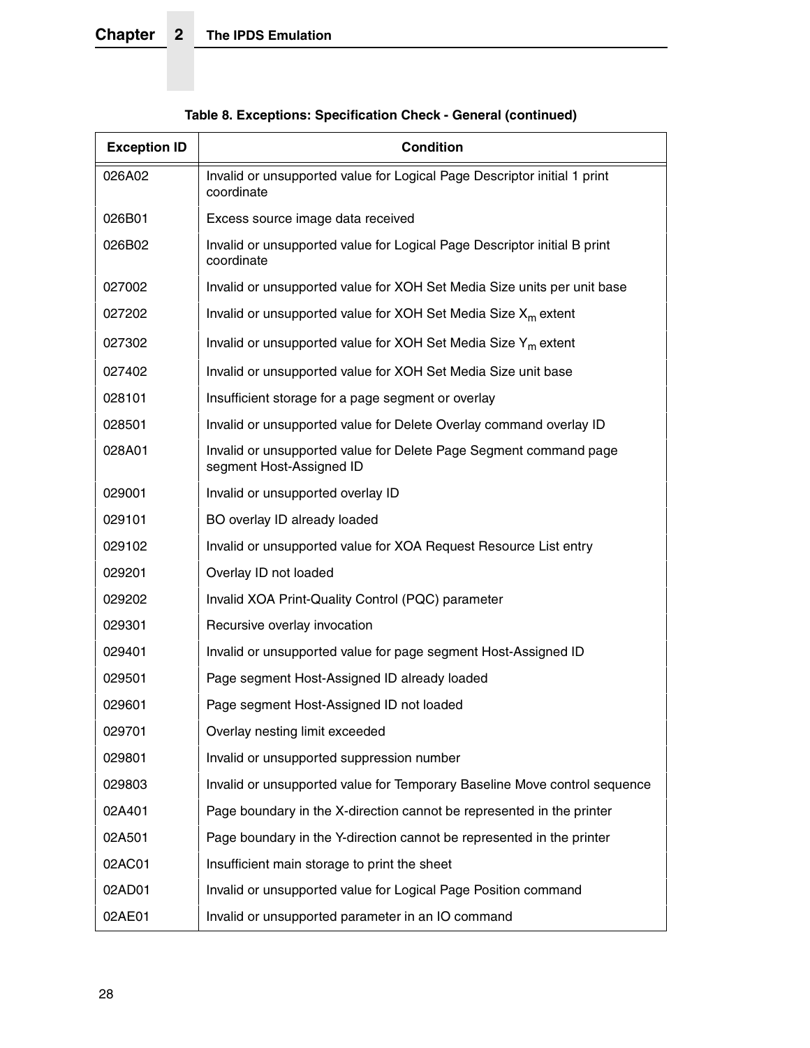**Table 8. Exceptions: Specification Check - General (continued)**

| Exception ID | Condition |
| --- | --- |
| 026A02 | Invalid or unsupported value for Logical Page Descriptor initial 1 print coordinate |
| 026B01 | Excess source image data received |
| 026B02 | Invalid or unsupported value for Logical Page Descriptor initial B print coordinate |
| 027002 | Invalid or unsupported value for XOH Set Media Size units per unit base |
| 027202 | Invalid or unsupported value for XOH Set Media Size $X_m$ extent |
| 027302 | Invalid or unsupported value for XOH Set Media Size $Y_m$ extent |
| 027402 | Invalid or unsupported value for XOH Set Media Size unit base |
| 028101 | Insufficient storage for a page segment or overlay |
| 028501 | Invalid or unsupported value for Delete Overlay command overlay ID |
| 028A01 | Invalid or unsupported value for Delete Page Segment command page segment Host-Assigned ID |
| 029001 | Invalid or unsupported overlay ID |
| 029101 | BO overlay ID already loaded |
| 029102 | Invalid or unsupported value for XOA Request Resource List entry |
| 029201 | Overlay ID not loaded |
| 029202 | Invalid XOA Print-Quality Control (PQC) parameter |
| 029301 | Recursive overlay invocation |
| 029401 | Invalid or unsupported value for page segment Host-Assigned ID |
| 029501 | Page segment Host-Assigned ID already loaded |
| 029601 | Page segment Host-Assigned ID not loaded |
| 029701 | Overlay nesting limit exceeded |
| 029801 | Invalid or unsupported suppression number |
| 029803 | Invalid or unsupported value for Temporary Baseline Move control sequence |
| 02A401 | Page boundary in the X-direction cannot be represented in the printer |
| 02A501 | Page boundary in the Y-direction cannot be represented in the printer |
| 02AC01 | Insufficient main storage to print the sheet |
| 02AD01 | Invalid or unsupported value for Logical Page Position command |
| 02AE01 | Invalid or unsupported parameter in an IO command |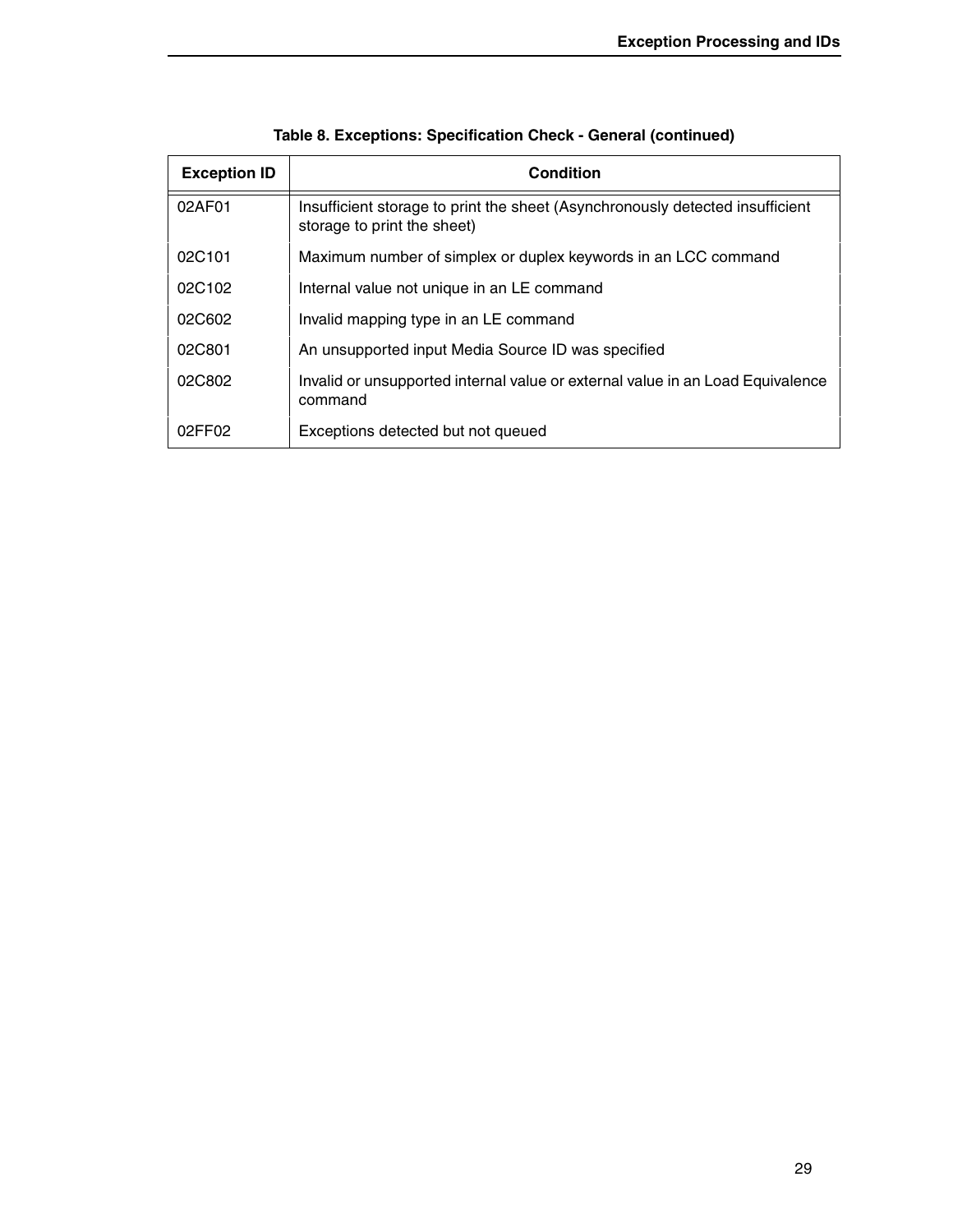**Table 8. Exceptions: Specification Check - General (continued)**

| Exception ID | Condition |
|---|---|
| 02AF01 | Insufficient storage to print the sheet (Asynchronously detected insufficient storage to print the sheet) |
| 02C101 | Maximum number of simplex or duplex keywords in an LCC command |
| 02C102 | Internal value not unique in an LE command |
| 02C602 | Invalid mapping type in an LE command |
| 02C801 | An unsupported input Media Source ID was specified |
| 02C802 | Invalid or unsupported internal value or external value in an Load Equivalence command |
| 02FF02 | Exceptions detected but not queued |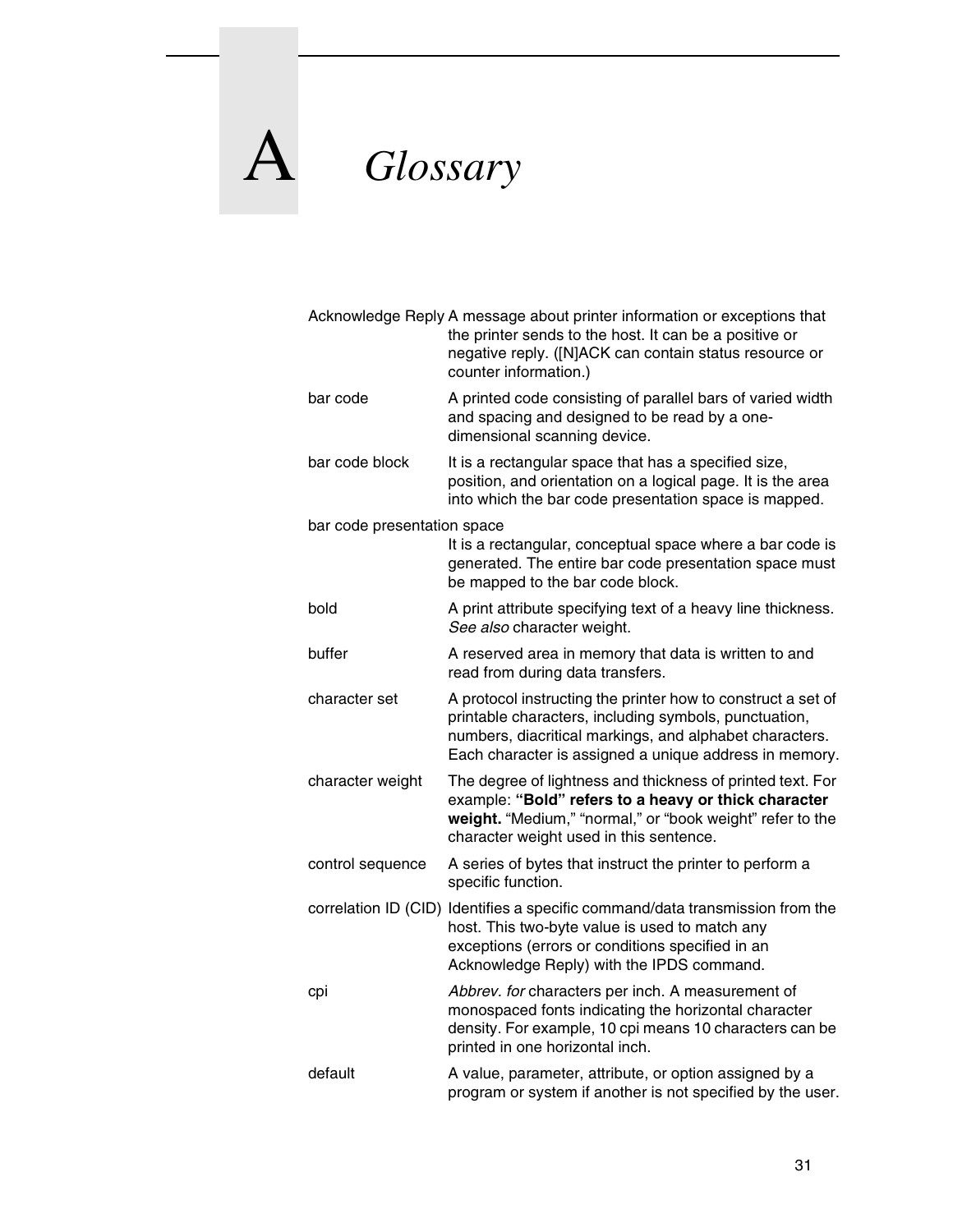# A Glossary

**Acknowledge Reply** A message about printer information or exceptions that the printer sends to the host. It can be a positive or negative reply. ([N]ACK can contain status resource or counter information.)

**bar code** A printed code consisting of parallel bars of varied width and spacing and designed to be read by a one-dimensional scanning device.

**bar code block** It is a rectangular space that has a specified size, position, and orientation on a logical page. It is the area into which the bar code presentation space is mapped.

**bar code presentation space** It is a rectangular, conceptual space where a bar code is generated. The entire bar code presentation space must be mapped to the bar code block.

**bold** A print attribute specifying text of a heavy line thickness. *See also* character weight.

**buffer** A reserved area in memory that data is written to and read from during data transfers.

**character set** A protocol instructing the printer how to construct a set of printable characters, including symbols, punctuation, numbers, diacritical markings, and alphabet characters. Each character is assigned a unique address in memory.

**character weight** The degree of lightness and thickness of printed text. For example: **"Bold" refers to a heavy or thick character weight.** "Medium," "normal," or "book weight" refer to the character weight used in this sentence.

**control sequence** A series of bytes that instruct the printer to perform a specific function.

**correlation ID (CID)** Identifies a specific command/data transmission from the host. This two-byte value is used to match any exceptions (errors or conditions specified in an Acknowledge Reply) with the IPDS command.

**cpi** *Abbrev. for* characters per inch. A measurement of monospaced fonts indicating the horizontal character density. For example, 10 cpi means 10 characters can be printed in one horizontal inch.

**default** A value, parameter, attribute, or option assigned by a program or system if another is not specified by the user.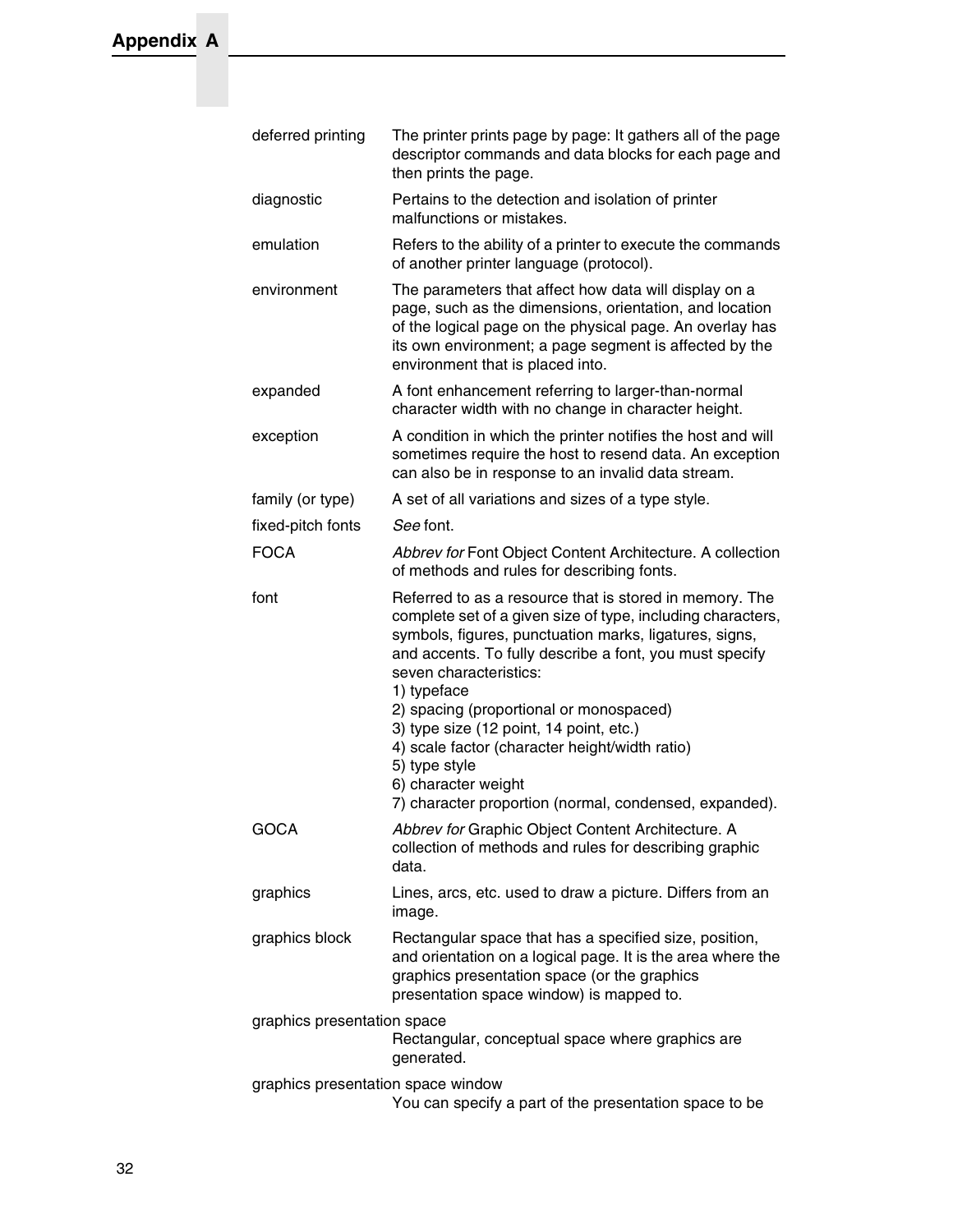**deferred printing**
The printer prints page by page: It gathers all of the page descriptor commands and data blocks for each page and then prints the page.

**diagnostic**
Pertains to the detection and isolation of printer malfunctions or mistakes.

**emulation**
Refers to the ability of a printer to execute the commands of another printer language (protocol).

**environment**
The parameters that affect how data will display on a page, such as the dimensions, orientation, and location of the logical page on the physical page. An overlay has its own environment; a page segment is affected by the environment that is placed into.

**expanded**
A font enhancement referring to larger-than-normal character width with no change in character height.

**exception**
A condition in which the printer notifies the host and will sometimes require the host to resend data. An exception can also be in response to an invalid data stream.

**family (or type)**
A set of all variations and sizes of a type style.

**fixed-pitch fonts**
*See* font.

**FOCA**
*Abbrev for* Font Object Content Architecture. A collection of methods and rules for describing fonts.

**font**
Referred to as a resource that is stored in memory. The complete set of a given size of type, including characters, symbols, figures, punctuation marks, ligatures, signs, and accents. To fully describe a font, you must specify seven characteristics:
1) typeface
2) spacing (proportional or monospaced)
3) type size (12 point, 14 point, etc.)
4) scale factor (character height/width ratio)
5) type style
6) character weight
7) character proportion (normal, condensed, expanded).

**GOCA**
*Abbrev for* Graphic Object Content Architecture. A collection of methods and rules for describing graphic data.

**graphics**
Lines, arcs, etc. used to draw a picture. Differs from an image.

**graphics block**
Rectangular space that has a specified size, position, and orientation on a logical page. It is the area where the graphics presentation space (or the graphics presentation space window) is mapped to.

**graphics presentation space**
Rectangular, conceptual space where graphics are generated.

**graphics presentation space window**
You can specify a part of the presentation space to be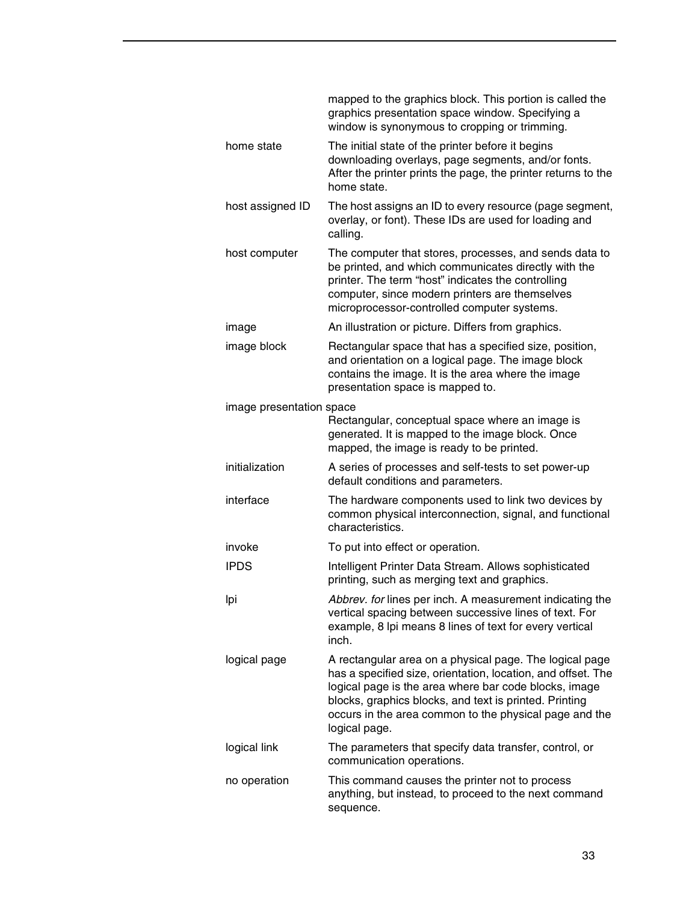mapped to the graphics block. This portion is called the graphics presentation space window. Specifying a window is synonymous to cropping or trimming.

**home state**
The initial state of the printer before it begins downloading overlays, page segments, and/or fonts. After the printer prints the page, the printer returns to the home state.

**host assigned ID**
The host assigns an ID to every resource (page segment, overlay, or font). These IDs are used for loading and calling.

**host computer**
The computer that stores, processes, and sends data to be printed, and which communicates directly with the printer. The term “host” indicates the controlling computer, since modern printers are themselves microprocessor-controlled computer systems.

**image**
An illustration or picture. Differs from graphics.

**image block**
Rectangular space that has a specified size, position, and orientation on a logical page. The image block contains the image. It is the area where the image presentation space is mapped to.

**image presentation space**
Rectangular, conceptual space where an image is generated. It is mapped to the image block. Once mapped, the image is ready to be printed.

**initialization**
A series of processes and self-tests to set power-up default conditions and parameters.

**interface**
The hardware components used to link two devices by common physical interconnection, signal, and functional characteristics.

**invoke**
To put into effect or operation.

**IPDS**
Intelligent Printer Data Stream. Allows sophisticated printing, such as merging text and graphics.

**lpi**
*Abbrev. for* lines per inch. A measurement indicating the vertical spacing between successive lines of text. For example, 8 lpi means 8 lines of text for every vertical inch.

**logical page**
A rectangular area on a physical page. The logical page has a specified size, orientation, location, and offset. The logical page is the area where bar code blocks, image blocks, graphics blocks, and text is printed. Printing occurs in the area common to the physical page and the logical page.

**logical link**
The parameters that specify data transfer, control, or communication operations.

**no operation**
This command causes the printer not to process anything, but instead, to proceed to the next command sequence.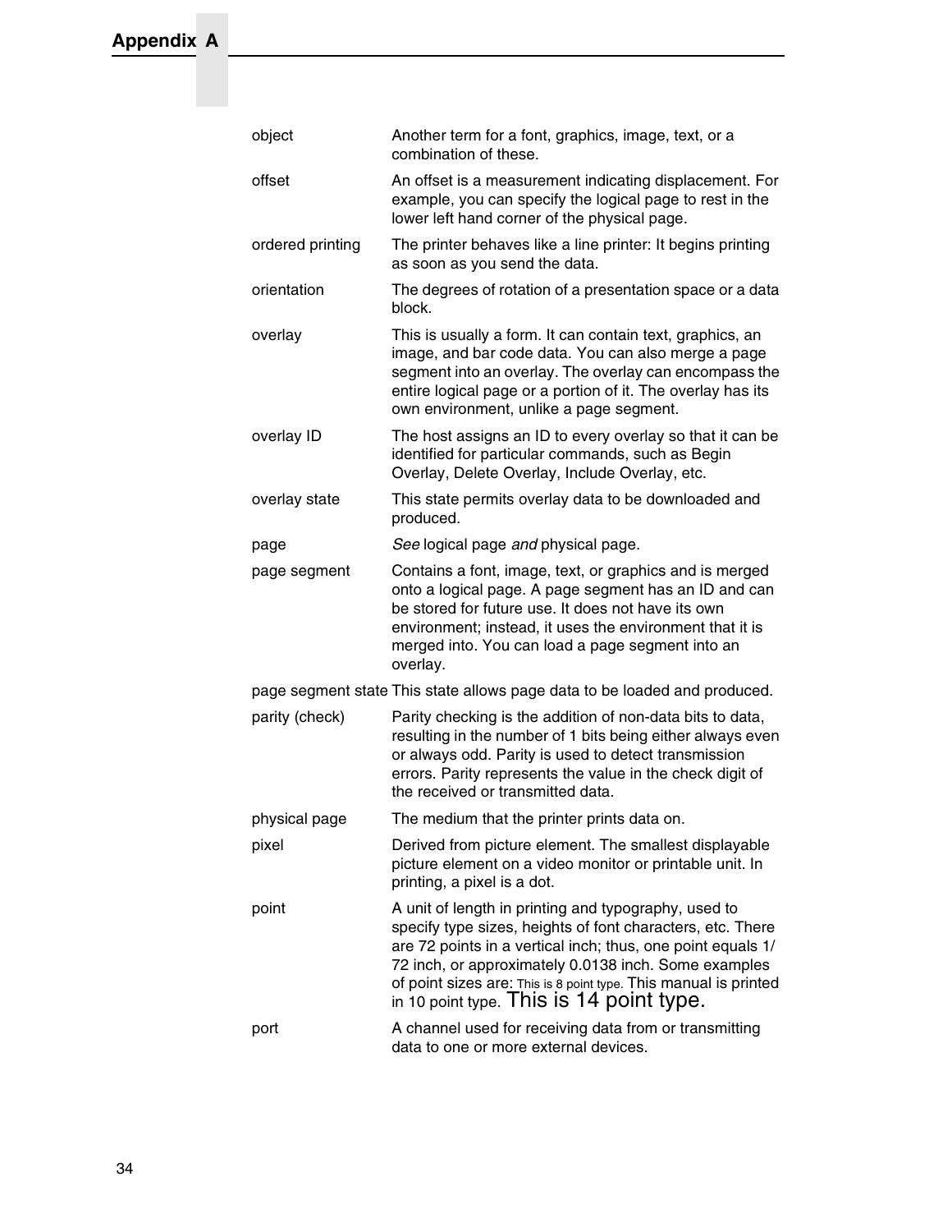| | |
|---|---|
| object | Another term for a font, graphics, image, text, or a combination of these. |
| offset | An offset is a measurement indicating displacement. For example, you can specify the logical page to rest in the lower left hand corner of the physical page. |
| ordered printing | The printer behaves like a line printer: It begins printing as soon as you send the data. |
| orientation | The degrees of rotation of a presentation space or a data block. |
| overlay | This is usually a form. It can contain text, graphics, an image, and bar code data. You can also merge a page segment into an overlay. The overlay can encompass the entire logical page or a portion of it. The overlay has its own environment, unlike a page segment. |
| overlay ID | The host assigns an ID to every overlay so that it can be identified for particular commands, such as Begin Overlay, Delete Overlay, Include Overlay, etc. |
| overlay state | This state permits overlay data to be downloaded and produced. |
| page | *See* logical page *and* physical page. |
| page segment | Contains a font, image, text, or graphics and is merged onto a logical page. A page segment has an ID and can be stored for future use. It does not have its own environment; instead, it uses the environment that it is merged into. You can load a page segment into an overlay. |
| page segment state | This state allows page data to be loaded and produced. |
| parity (check) | Parity checking is the addition of non-data bits to data, resulting in the number of 1 bits being either always even or always odd. Parity is used to detect transmission errors. Parity represents the value in the check digit of the received or transmitted data. |
| physical page | The medium that the printer prints data on. |
| pixel | Derived from picture element. The smallest displayable picture element on a video monitor or printable unit. In printing, a pixel is a dot. |
| point | A unit of length in printing and typography, used to specify type sizes, heights of font characters, etc. There are 72 points in a vertical inch; thus, one point equals 1/72 inch, or approximately 0.0138 inch. Some examples of point sizes are: This is 8 point type. This manual is printed in 10 point type. This is 14 point type. |
| port | A channel used for receiving data from or transmitting data to one or more external devices. |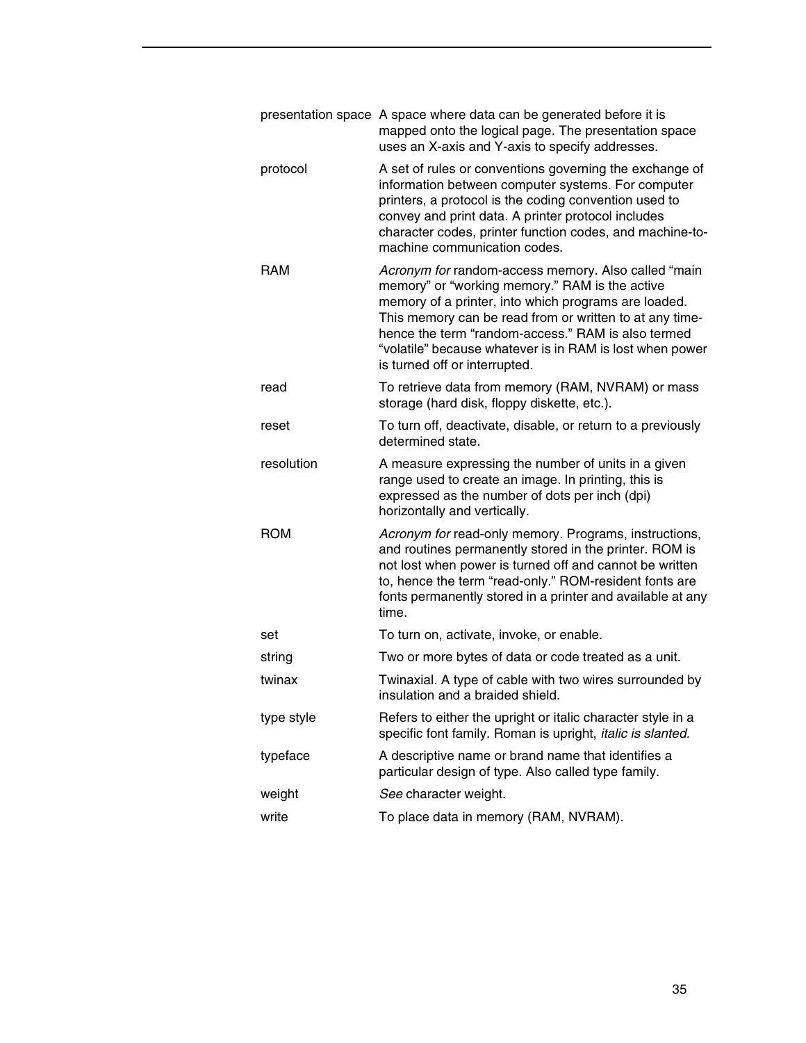| | |
|---|---|
| presentation space | A space where data can be generated before it is mapped onto the logical page. The presentation space uses an X-axis and Y-axis to specify addresses. |
| protocol | A set of rules or conventions governing the exchange of information between computer systems. For computer printers, a protocol is the coding convention used to convey and print data. A printer protocol includes character codes, printer function codes, and machine-to-machine communication codes. |
| RAM | *Acronym for* random-access memory. Also called “main memory” or “working memory.” RAM is the active memory of a printer, into which programs are loaded. This memory can be read from or written to at any time-hence the term “random-access.” RAM is also termed “volatile” because whatever is in RAM is lost when power is turned off or interrupted. |
| read | To retrieve data from memory (RAM, NVRAM) or mass storage (hard disk, floppy diskette, etc.). |
| reset | To turn off, deactivate, disable, or return to a previously determined state. |
| resolution | A measure expressing the number of units in a given range used to create an image. In printing, this is expressed as the number of dots per inch (dpi) horizontally and vertically. |
| ROM | *Acronym for* read-only memory. Programs, instructions, and routines permanently stored in the printer. ROM is not lost when power is turned off and cannot be written to, hence the term “read-only.” ROM-resident fonts are fonts permanently stored in a printer and available at any time. |
| set | To turn on, activate, invoke, or enable. |
| string | Two or more bytes of data or code treated as a unit. |
| twinax | Twinaxial. A type of cable with two wires surrounded by insulation and a braided shield. |
| type style | Refers to either the upright or italic character style in a specific font family. Roman is upright, *italic is slanted.* |
| typeface | A descriptive name or brand name that identifies a particular design of type. Also called type family. |
| weight | *See* character weight. |
| write | To place data in memory (RAM, NVRAM). |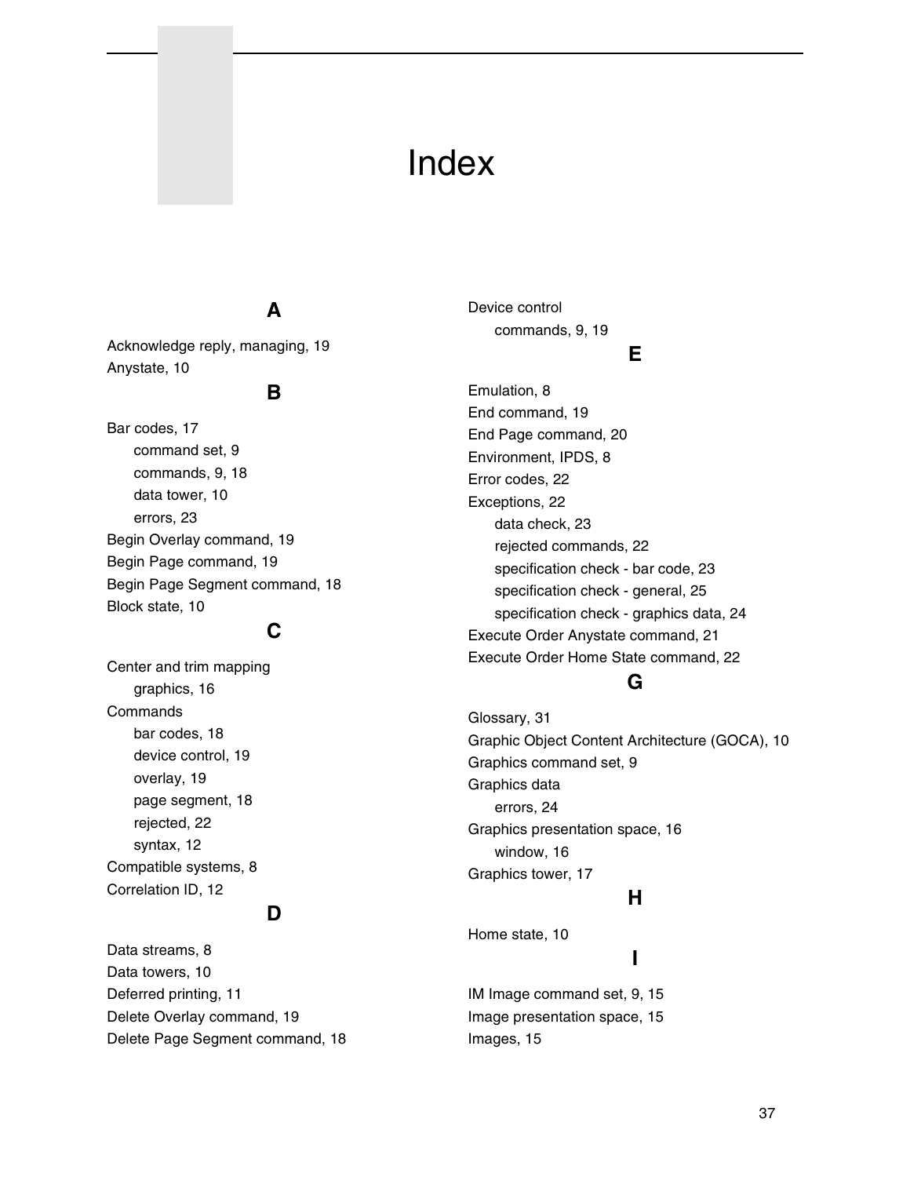# Index

## A

Acknowledge reply, managing, 19
Anystate, 10

## B

Bar codes, 17
- command set, 9
- commands, 9, 18
- data tower, 10
- errors, 23

Begin Overlay command, 19
Begin Page command, 19
Begin Page Segment command, 18
Block state, 10

## C

Center and trim mapping
- graphics, 16

Commands
- bar codes, 18
- device control, 19
- overlay, 19
- page segment, 18
- rejected, 22
- syntax, 12

Compatible systems, 8
Correlation ID, 12

## D

Data streams, 8
Data towers, 10
Deferred printing, 11
Delete Overlay command, 19
Delete Page Segment command, 18
Device control
- commands, 9, 19

## E

Emulation, 8
End command, 19
End Page command, 20
Environment, IPDS, 8
Error codes, 22
Exceptions, 22
- data check, 23
- rejected commands, 22
- specification check - bar code, 23
- specification check - general, 25
- specification check - graphics data, 24

Execute Order Anystate command, 21
Execute Order Home State command, 22

## G

Glossary, 31
Graphic Object Content Architecture (GOCA), 10
Graphics command set, 9
Graphics data
- errors, 24

Graphics presentation space, 16
- window, 16

Graphics tower, 17

## H

Home state, 10

## I

IM Image command set, 9, 15
Image presentation space, 15
Images, 15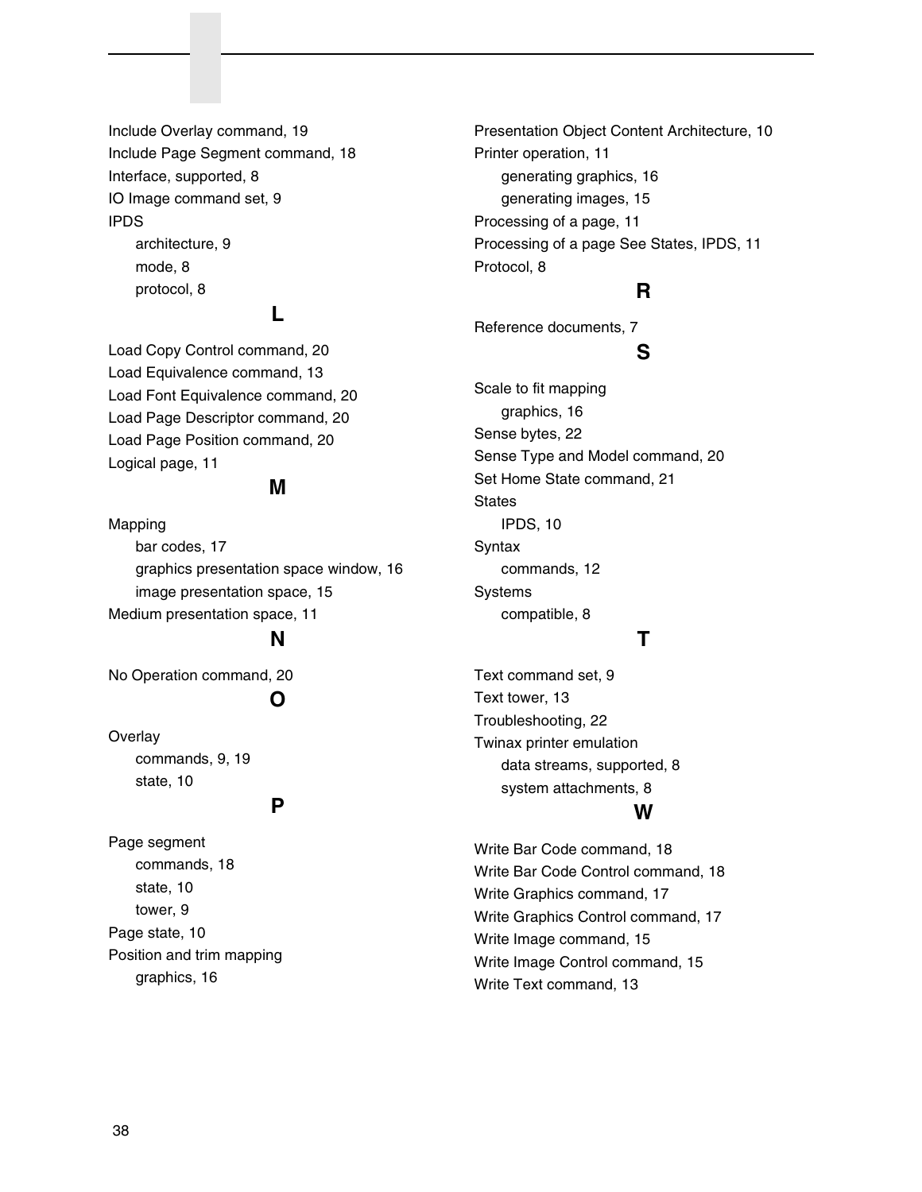Include Overlay command, 19
Include Page Segment command, 18
Interface, supported, 8
IO Image command set, 9
IPDS
- architecture, 9
- mode, 8
- protocol, 8

## L

Load Copy Control command, 20
Load Equivalence command, 13
Load Font Equivalence command, 20
Load Page Descriptor command, 20
Load Page Position command, 20
Logical page, 11

## M

Mapping
- bar codes, 17
- graphics presentation space window, 16
- image presentation space, 15

Medium presentation space, 11

## N

No Operation command, 20

## O

Overlay
- commands, 9, 19
- state, 10

## P

Page segment
- commands, 18
- state, 10
- tower, 9

Page state, 10
Position and trim mapping
- graphics, 16

Presentation Object Content Architecture, 10
Printer operation, 11
- generating graphics, 16
- generating images, 15

Processing of a page, 11
Processing of a page See States, IPDS, 11
Protocol, 8

## R

Reference documents, 7

## S

Scale to fit mapping
- graphics, 16

Sense bytes, 22
Sense Type and Model command, 20
Set Home State command, 21
States
- IPDS, 10

Syntax
- commands, 12

Systems
- compatible, 8

## T

Text command set, 9
Text tower, 13
Troubleshooting, 22
Twinax printer emulation
- data streams, supported, 8
- system attachments, 8

## W

Write Bar Code command, 18
Write Bar Code Control command, 18
Write Graphics command, 17
Write Graphics Control command, 17
Write Image command, 15
Write Image Control command, 15
Write Text command, 13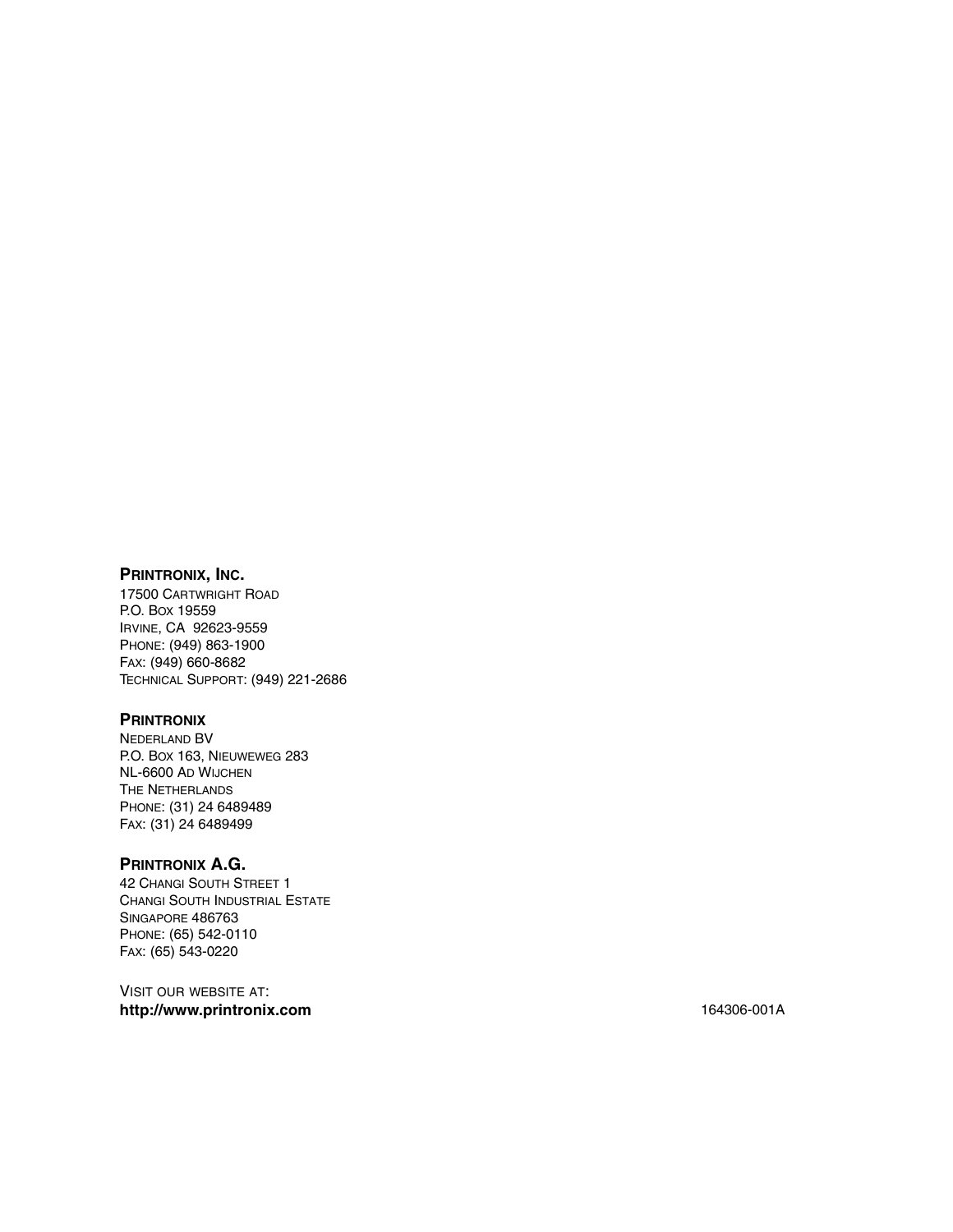**PRINTRONIX, INC.**
17500 CARTWRIGHT ROAD
P.O. BOX 19559
IRVINE, CA 92623-9559
PHONE: (949) 863-1900
FAX: (949) 660-8682
TECHNICAL SUPPORT: (949) 221-2686

**PRINTRONIX**
NEDERLAND BV
P.O. BOX 163, NIEUWEWEG 283
NL-6600 AD WIJCHEN
THE NETHERLANDS
PHONE: (31) 24 6489489
FAX: (31) 24 6489499

**PRINTRONIX A.G.**
42 CHANGI SOUTH STREET 1
CHANGI SOUTH INDUSTRIAL ESTATE
SINGAPORE 486763
PHONE: (65) 542-0110
FAX: (65) 543-0220

VISIT OUR WEBSITE AT:
**http://www.printronix.com**

164306-001A